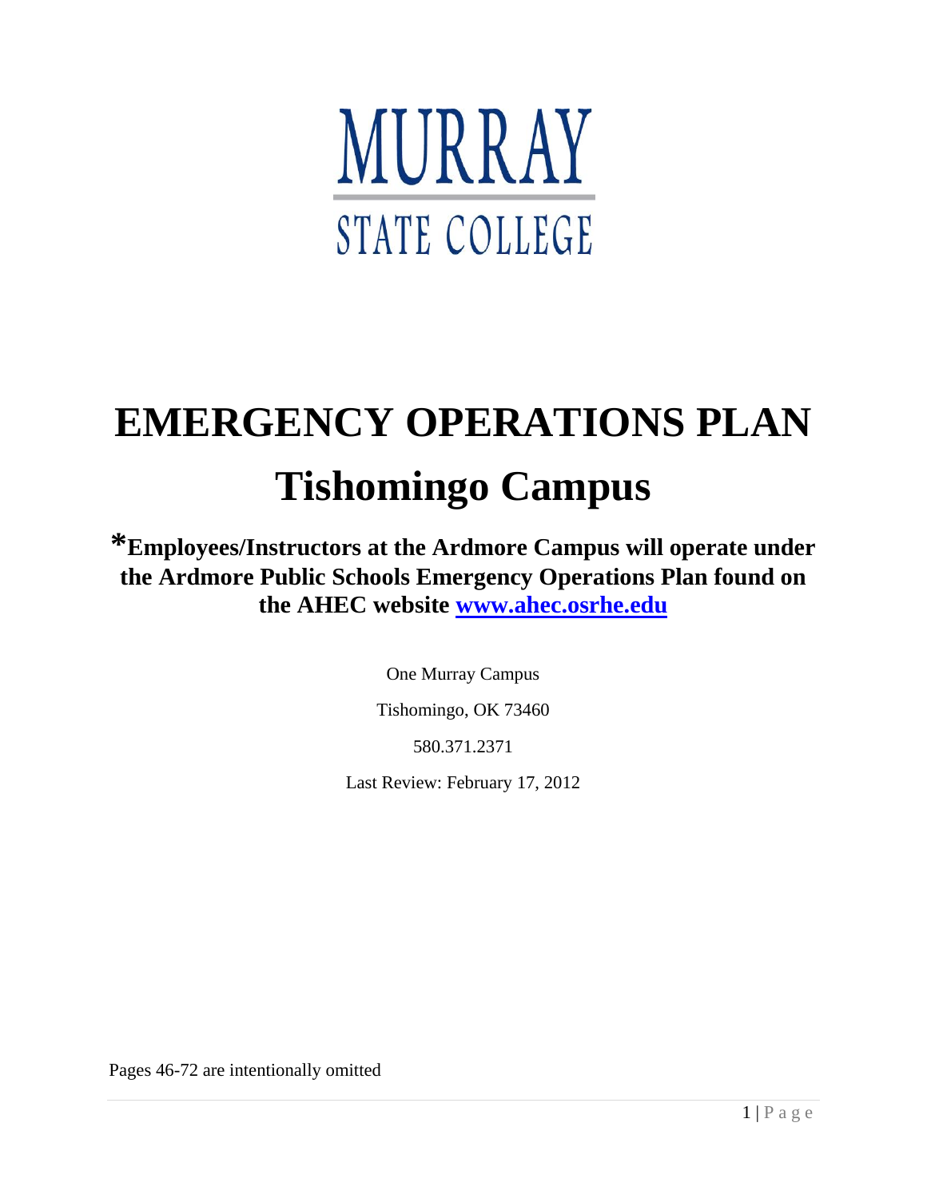MURRAY

STATE COLLEGE

# EMERGENCY OPERATIONS PLAN

# Tishomingo Campus

**\*Employees/Instructors at the Ardmore Campus will operate under the Ardmore Public Schools Emergency Operations Plan found on the AHEC website [www.ahec.osrhe.edu](www.ahec.osrhe.edu)**

One Murray Campus

Tishomingo, OK 73460

580.371.2371

Last Review: February 17, 2012

Pages 46-72 are intentionally omitted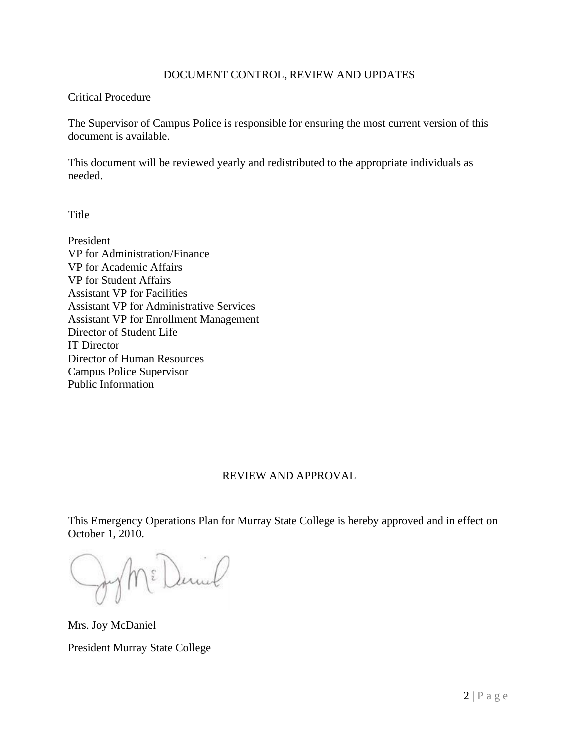## DOCUMENT CONTROL, REVIEW AND UPDATES

Critical Procedure

The Supervisor of Campus Police is responsible for ensuring the most current version of this document is available.

This document will be reviewed yearly and redistributed to the appropriate individuals as needed.

Title

President
VP for Administration/Finance
VP for Academic Affairs
VP for Student Affairs
Assistant VP for Facilities
Assistant VP for Administrative Services
Assistant VP for Enrollment Management
Director of Student Life
IT Director
Director of Human Resources
Campus Police Supervisor
Public Information

## REVIEW AND APPROVAL

This Emergency Operations Plan for Murray State College is hereby approved and in effect on October 1, 2010.

Mrs. Joy McDaniel

President Murray State College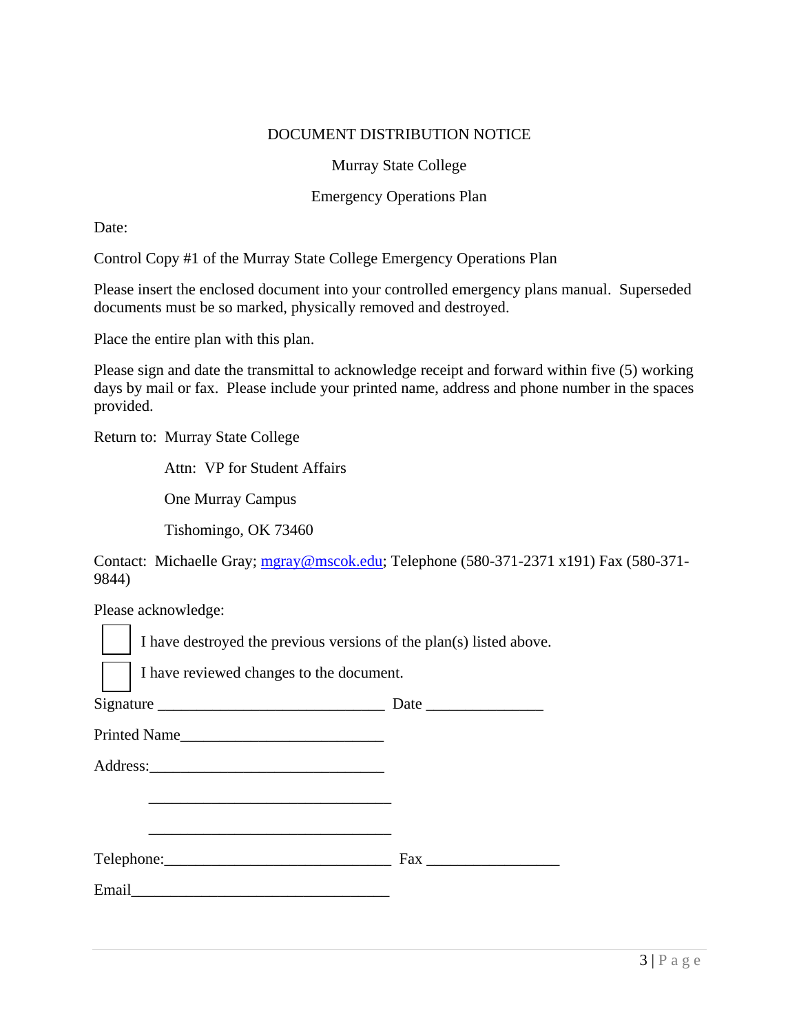DOCUMENT DISTRIBUTION NOTICE

Murray State College

Emergency Operations Plan

Date:

Control Copy #1 of the Murray State College Emergency Operations Plan

Please insert the enclosed document into your controlled emergency plans manual. Superseded documents must be so marked, physically removed and destroyed.

Place the entire plan with this plan.

Please sign and date the transmittal to acknowledge receipt and forward within five (5) working days by mail or fax. Please include your printed name, address and phone number in the spaces provided.

Return to: Murray State College

Attn: VP for Student Affairs

One Murray Campus

Tishomingo, OK 73460

Contact: Michaelle Gray; mgray@mscok.edu; Telephone (580-371-2371 x191) Fax (580-371-9844)

Please acknowledge:

- [ ] I have destroyed the previous versions of the plan(s) listed above.
- [ ] I have reviewed changes to the document.

Signature _____________________________ Date _______________

Printed Name__________________________

Address:______________________________

_______________________________

_______________________________

Telephone:_____________________________ Fax _________________

Email__________________________________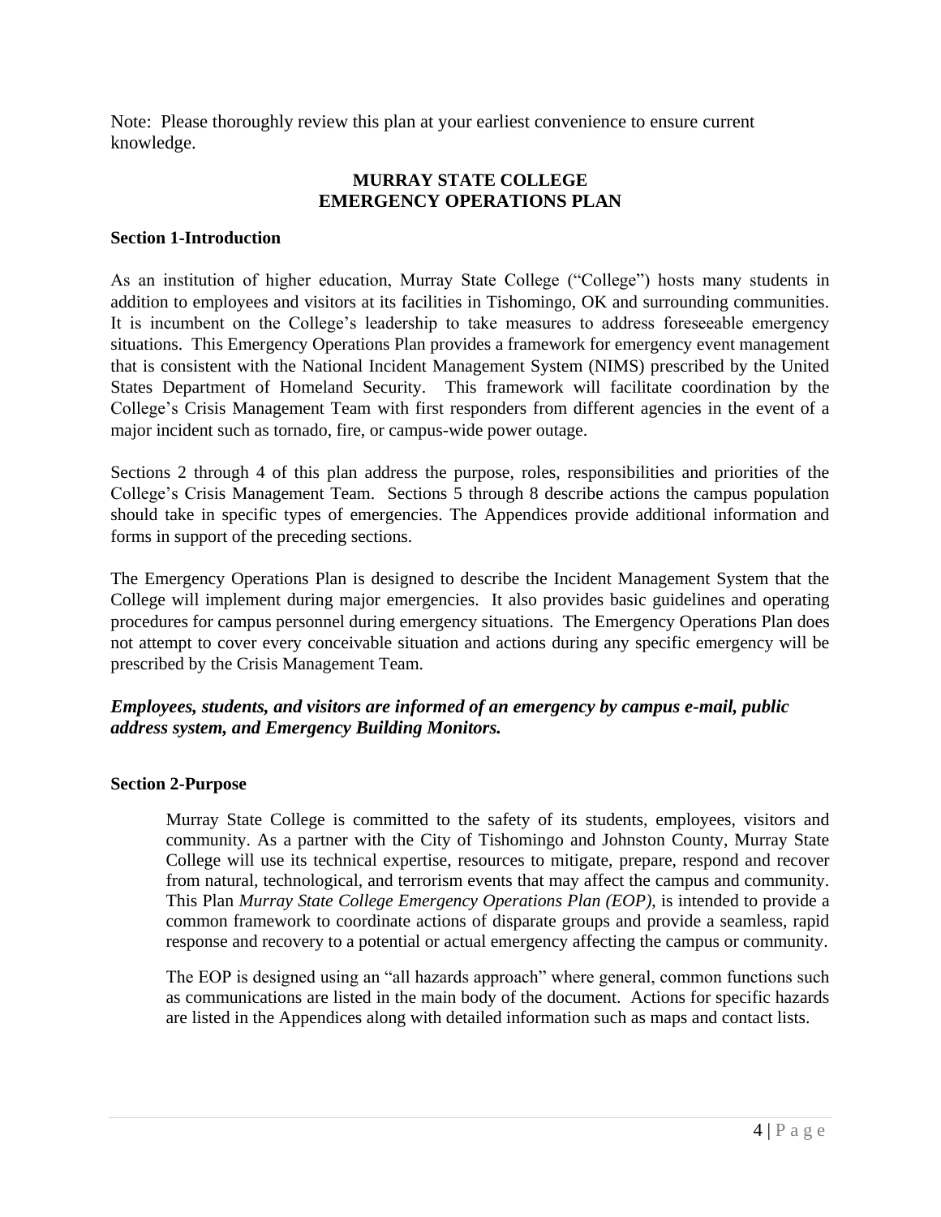Note: Please thoroughly review this plan at your earliest convenience to ensure current knowledge.

# MURRAY STATE COLLEGE
# EMERGENCY OPERATIONS PLAN

## Section 1-Introduction

As an institution of higher education, Murray State College ("College") hosts many students in addition to employees and visitors at its facilities in Tishomingo, OK and surrounding communities. It is incumbent on the College's leadership to take measures to address foreseeable emergency situations. This Emergency Operations Plan provides a framework for emergency event management that is consistent with the National Incident Management System (NIMS) prescribed by the United States Department of Homeland Security. This framework will facilitate coordination by the College's Crisis Management Team with first responders from different agencies in the event of a major incident such as tornado, fire, or campus-wide power outage.

Sections 2 through 4 of this plan address the purpose, roles, responsibilities and priorities of the College's Crisis Management Team. Sections 5 through 8 describe actions the campus population should take in specific types of emergencies. The Appendices provide additional information and forms in support of the preceding sections.

The Emergency Operations Plan is designed to describe the Incident Management System that the College will implement during major emergencies. It also provides basic guidelines and operating procedures for campus personnel during emergency situations. The Emergency Operations Plan does not attempt to cover every conceivable situation and actions during any specific emergency will be prescribed by the Crisis Management Team.

***Employees, students, and visitors are informed of an emergency by campus e-mail, public address system, and Emergency Building Monitors.***

## Section 2-Purpose

Murray State College is committed to the safety of its students, employees, visitors and community. As a partner with the City of Tishomingo and Johnston County, Murray State College will use its technical expertise, resources to mitigate, prepare, respond and recover from natural, technological, and terrorism events that may affect the campus and community. This Plan *Murray State College Emergency Operations Plan (EOP)*, is intended to provide a common framework to coordinate actions of disparate groups and provide a seamless, rapid response and recovery to a potential or actual emergency affecting the campus or community.

The EOP is designed using an "all hazards approach" where general, common functions such as communications are listed in the main body of the document. Actions for specific hazards are listed in the Appendices along with detailed information such as maps and contact lists.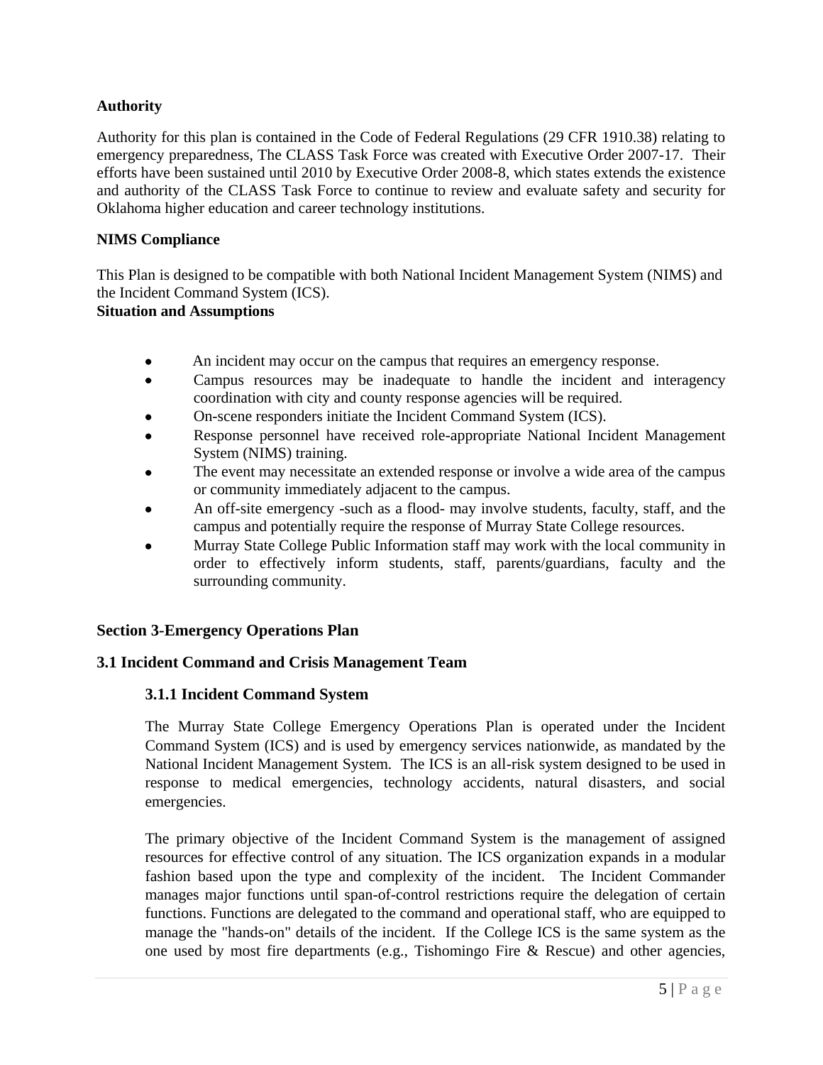**Authority**

Authority for this plan is contained in the Code of Federal Regulations (29 CFR 1910.38) relating to emergency preparedness, The CLASS Task Force was created with Executive Order 2007-17. Their efforts have been sustained until 2010 by Executive Order 2008-8, which states extends the existence and authority of the CLASS Task Force to continue to review and evaluate safety and security for Oklahoma higher education and career technology institutions.

**NIMS Compliance**

This Plan is designed to be compatible with both National Incident Management System (NIMS) and the Incident Command System (ICS).

**Situation and Assumptions**

- An incident may occur on the campus that requires an emergency response.
- Campus resources may be inadequate to handle the incident and interagency coordination with city and county response agencies will be required.
- On-scene responders initiate the Incident Command System (ICS).
- Response personnel have received role-appropriate National Incident Management System (NIMS) training.
- The event may necessitate an extended response or involve a wide area of the campus or community immediately adjacent to the campus.
- An off-site emergency -such as a flood- may involve students, faculty, staff, and the campus and potentially require the response of Murray State College resources.
- Murray State College Public Information staff may work with the local community in order to effectively inform students, staff, parents/guardians, faculty and the surrounding community.

## Section 3-Emergency Operations Plan

### 3.1 Incident Command and Crisis Management Team

#### 3.1.1 Incident Command System

The Murray State College Emergency Operations Plan is operated under the Incident Command System (ICS) and is used by emergency services nationwide, as mandated by the National Incident Management System. The ICS is an all-risk system designed to be used in response to medical emergencies, technology accidents, natural disasters, and social emergencies.

The primary objective of the Incident Command System is the management of assigned resources for effective control of any situation. The ICS organization expands in a modular fashion based upon the type and complexity of the incident. The Incident Commander manages major functions until span-of-control restrictions require the delegation of certain functions. Functions are delegated to the command and operational staff, who are equipped to manage the "hands-on" details of the incident. If the College ICS is the same system as the one used by most fire departments (e.g., Tishomingo Fire & Rescue) and other agencies,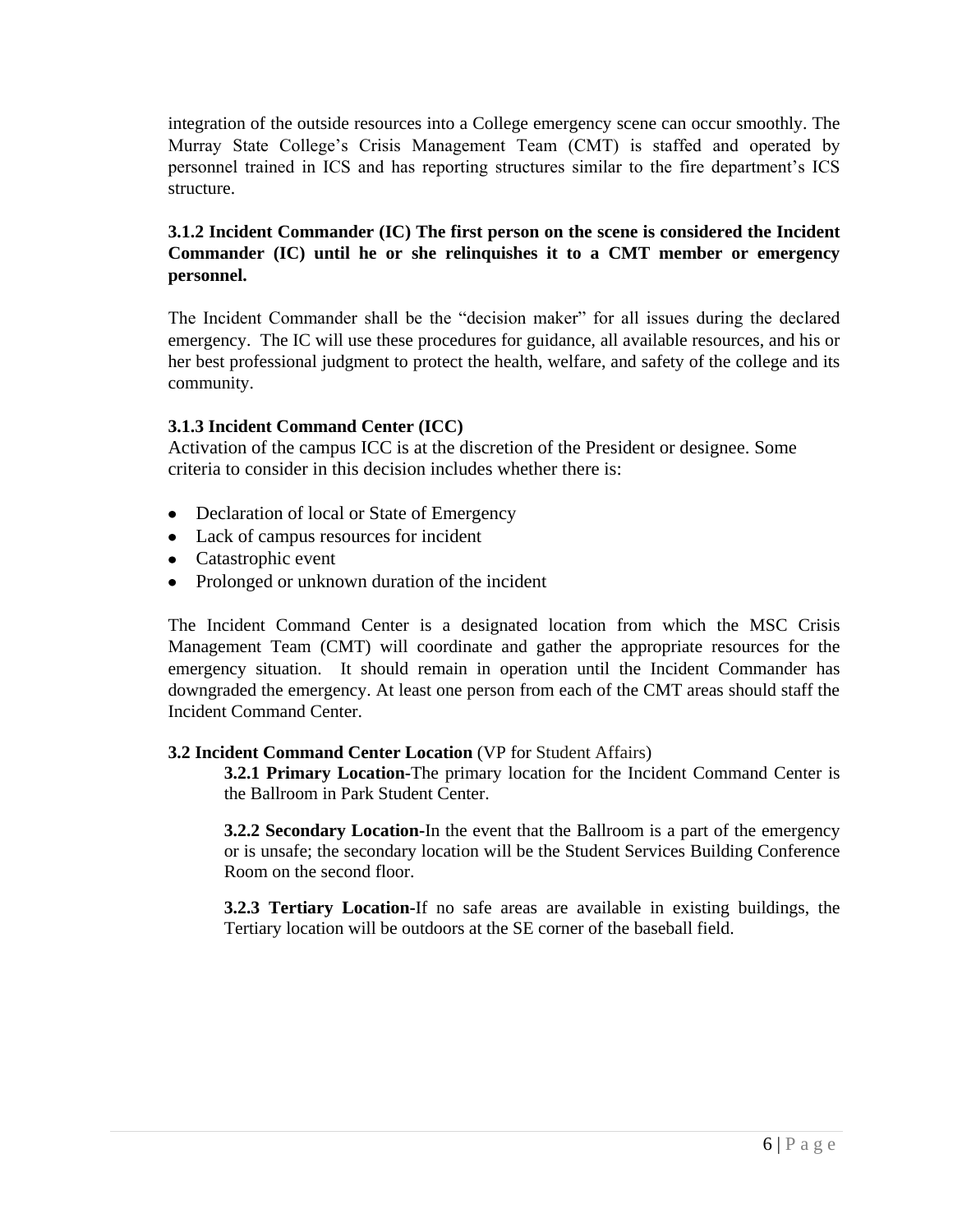integration of the outside resources into a College emergency scene can occur smoothly. The Murray State College's Crisis Management Team (CMT) is staffed and operated by personnel trained in ICS and has reporting structures similar to the fire department's ICS structure.

**3.1.2 Incident Commander (IC) The first person on the scene is considered the Incident Commander (IC) until he or she relinquishes it to a CMT member or emergency personnel.**

The Incident Commander shall be the "decision maker" for all issues during the declared emergency. The IC will use these procedures for guidance, all available resources, and his or her best professional judgment to protect the health, welfare, and safety of the college and its community.

**3.1.3 Incident Command Center (ICC)**

Activation of the campus ICC is at the discretion of the President or designee. Some criteria to consider in this decision includes whether there is:

- Declaration of local or State of Emergency
- Lack of campus resources for incident
- Catastrophic event
- Prolonged or unknown duration of the incident

The Incident Command Center is a designated location from which the MSC Crisis Management Team (CMT) will coordinate and gather the appropriate resources for the emergency situation. It should remain in operation until the Incident Commander has downgraded the emergency. At least one person from each of the CMT areas should staff the Incident Command Center.

**3.2 Incident Command Center Location** (VP for Student Affairs)

**3.2.1 Primary Location-**The primary location for the Incident Command Center is the Ballroom in Park Student Center.

**3.2.2 Secondary Location-**In the event that the Ballroom is a part of the emergency or is unsafe; the secondary location will be the Student Services Building Conference Room on the second floor.

**3.2.3 Tertiary Location-**If no safe areas are available in existing buildings, the Tertiary location will be outdoors at the SE corner of the baseball field.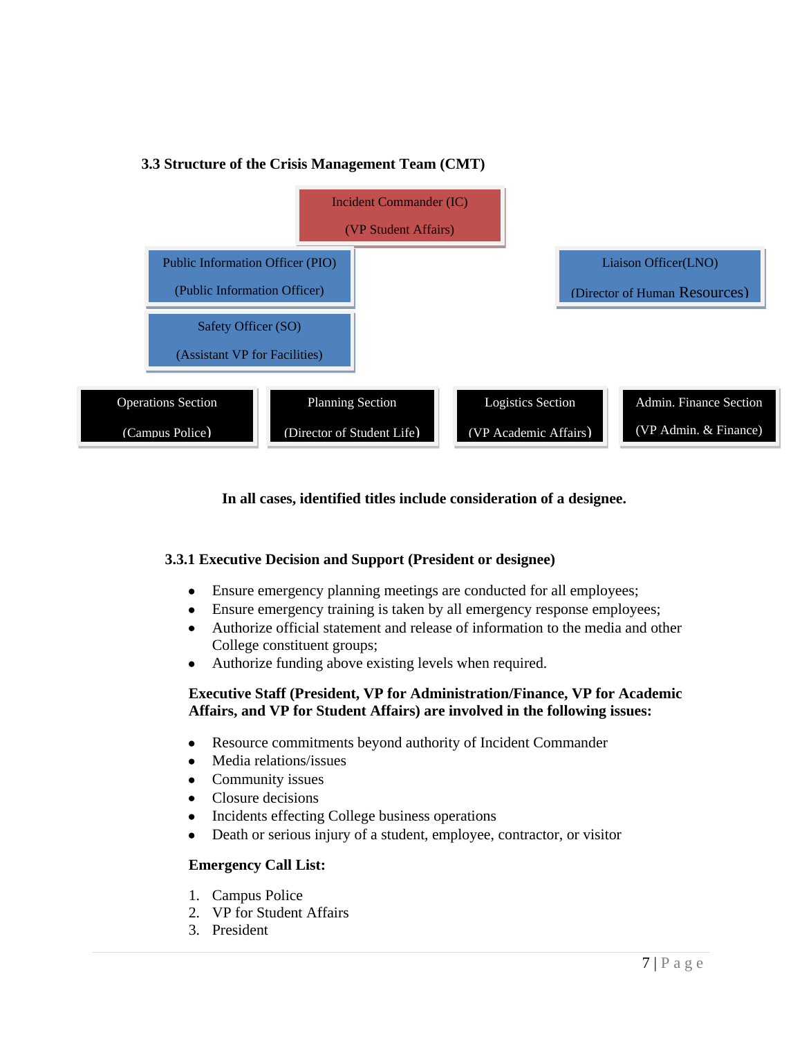### 3.3 Structure of the Crisis Management Team (CMT)

Incident Commander (IC)
(VP Student Affairs)

Public Information Officer (PIO)
(Public Information Officer)

Liaison Officer(LNO)
(Director of Human Resources)

Safety Officer (SO)
(Assistant VP for Facilities)

| Operations Section | Planning Section | Logistics Section | Admin. Finance Section |
|---|---|---|---|
| (Campus Police) | (Director of Student Life) | (VP Academic Affairs) | (VP Admin. & Finance) |

**In all cases, identified titles include consideration of a designee.**

#### 3.3.1 Executive Decision and Support (President or designee)

- Ensure emergency planning meetings are conducted for all employees;
- Ensure emergency training is taken by all emergency response employees;
- Authorize official statement and release of information to the media and other College constituent groups;
- Authorize funding above existing levels when required.

**Executive Staff (President, VP for Administration/Finance, VP for Academic Affairs, and VP for Student Affairs) are involved in the following issues:**

- Resource commitments beyond authority of Incident Commander
- Media relations/issues
- Community issues
- Closure decisions
- Incidents effecting College business operations
- Death or serious injury of a student, employee, contractor, or visitor

**Emergency Call List:**

1. Campus Police
2. VP for Student Affairs
3. President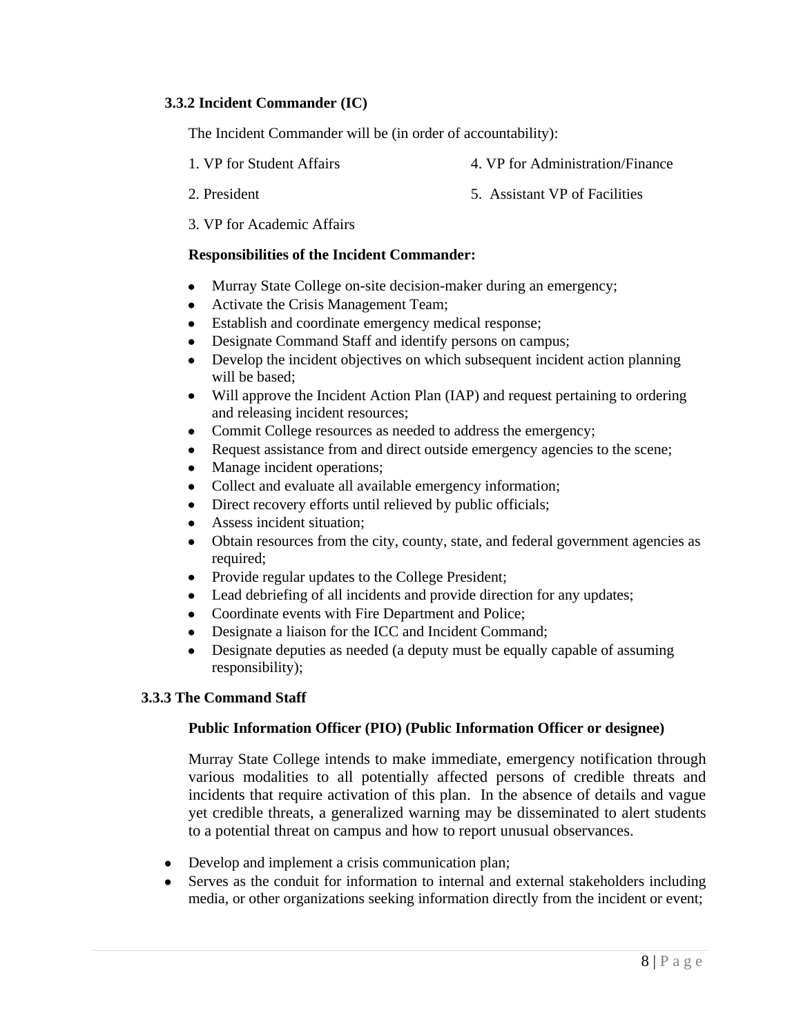### 3.3.2 Incident Commander (IC)

The Incident Commander will be (in order of accountability):

1. VP for Student Affairs
2. President
3. VP for Academic Affairs
4. VP for Administration/Finance
5. Assistant VP of Facilities

**Responsibilities of the Incident Commander:**

- Murray State College on-site decision-maker during an emergency;
- Activate the Crisis Management Team;
- Establish and coordinate emergency medical response;
- Designate Command Staff and identify persons on campus;
- Develop the incident objectives on which subsequent incident action planning will be based;
- Will approve the Incident Action Plan (IAP) and request pertaining to ordering and releasing incident resources;
- Commit College resources as needed to address the emergency;
- Request assistance from and direct outside emergency agencies to the scene;
- Manage incident operations;
- Collect and evaluate all available emergency information;
- Direct recovery efforts until relieved by public officials;
- Assess incident situation;
- Obtain resources from the city, county, state, and federal government agencies as required;
- Provide regular updates to the College President;
- Lead debriefing of all incidents and provide direction for any updates;
- Coordinate events with Fire Department and Police;
- Designate a liaison for the ICC and Incident Command;
- Designate deputies as needed (a deputy must be equally capable of assuming responsibility);

### 3.3.3 The Command Staff

**Public Information Officer (PIO) (Public Information Officer or designee)**

Murray State College intends to make immediate, emergency notification through various modalities to all potentially affected persons of credible threats and incidents that require activation of this plan. In the absence of details and vague yet credible threats, a generalized warning may be disseminated to alert students to a potential threat on campus and how to report unusual observances.

- Develop and implement a crisis communication plan;
- Serves as the conduit for information to internal and external stakeholders including media, or other organizations seeking information directly from the incident or event;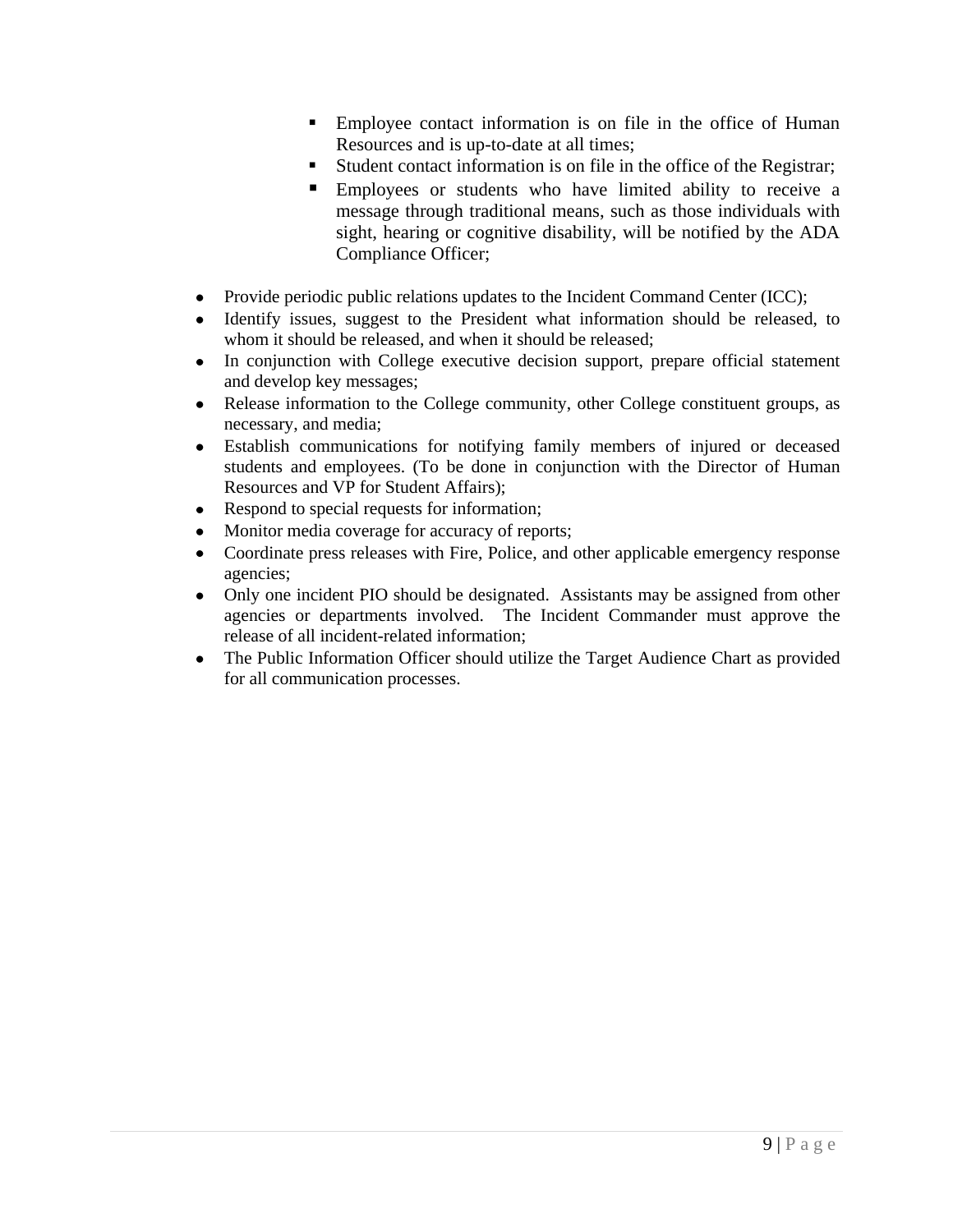- Employee contact information is on file in the office of Human Resources and is up-to-date at all times;
    - Student contact information is on file in the office of the Registrar;
    - Employees or students who have limited ability to receive a message through traditional means, such as those individuals with sight, hearing or cognitive disability, will be notified by the ADA Compliance Officer;

- Provide periodic public relations updates to the Incident Command Center (ICC);
- Identify issues, suggest to the President what information should be released, to whom it should be released, and when it should be released;
- In conjunction with College executive decision support, prepare official statement and develop key messages;
- Release information to the College community, other College constituent groups, as necessary, and media;
- Establish communications for notifying family members of injured or deceased students and employees. (To be done in conjunction with the Director of Human Resources and VP for Student Affairs);
- Respond to special requests for information;
- Monitor media coverage for accuracy of reports;
- Coordinate press releases with Fire, Police, and other applicable emergency response agencies;
- Only one incident PIO should be designated. Assistants may be assigned from other agencies or departments involved. The Incident Commander must approve the release of all incident-related information;
- The Public Information Officer should utilize the Target Audience Chart as provided for all communication processes.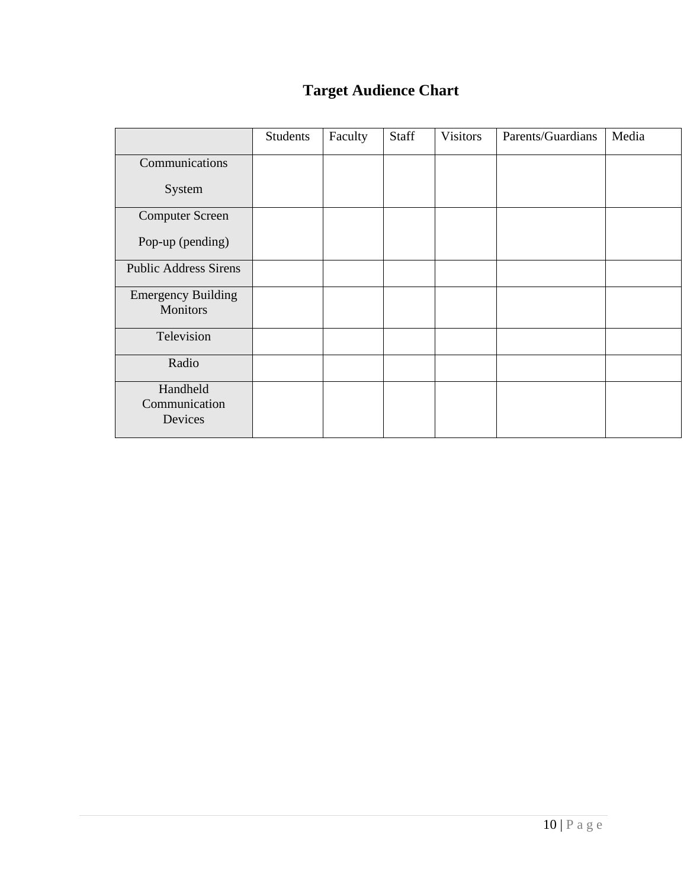# Target Audience Chart

| | Students | Faculty | Staff | Visitors | Parents/Guardians | Media |
|---|---|---|---|---|---|---|
| Communications System | | | | | | |
| Computer Screen Pop-up (pending) | | | | | | |
| Public Address Sirens | | | | | | |
| Emergency Building Monitors | | | | | | |
| Television | | | | | | |
| Radio | | | | | | |
| Handheld Communication Devices | | | | | | |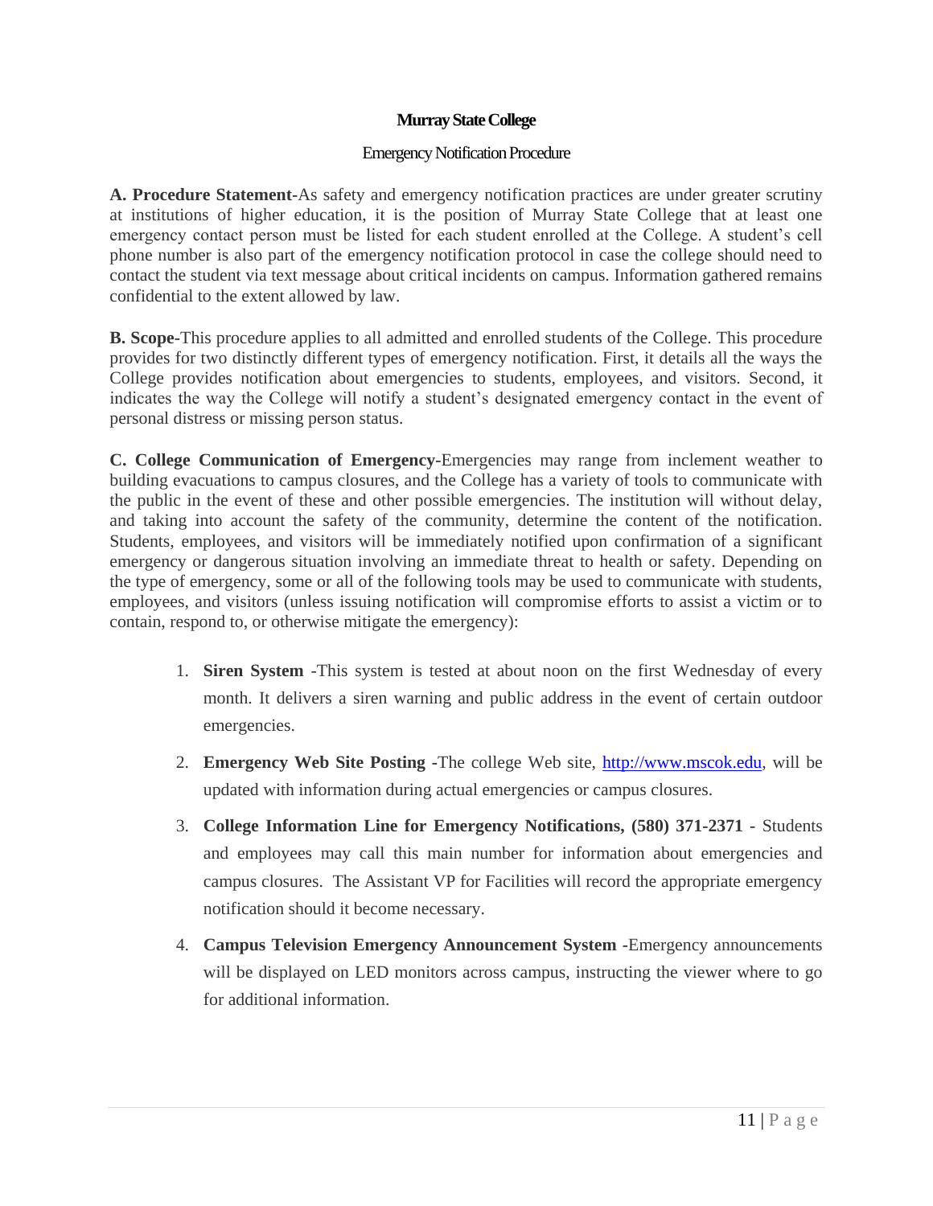**Murray State College**

Emergency Notification Procedure

**A. Procedure Statement**-As safety and emergency notification practices are under greater scrutiny at institutions of higher education, it is the position of Murray State College that at least one emergency contact person must be listed for each student enrolled at the College. A student's cell phone number is also part of the emergency notification protocol in case the college should need to contact the student via text message about critical incidents on campus. Information gathered remains confidential to the extent allowed by law.

**B. Scope**-This procedure applies to all admitted and enrolled students of the College. This procedure provides for two distinctly different types of emergency notification. First, it details all the ways the College provides notification about emergencies to students, employees, and visitors. Second, it indicates the way the College will notify a student's designated emergency contact in the event of personal distress or missing person status.

**C. College Communication of Emergency**-Emergencies may range from inclement weather to building evacuations to campus closures, and the College has a variety of tools to communicate with the public in the event of these and other possible emergencies. The institution will without delay, and taking into account the safety of the community, determine the content of the notification. Students, employees, and visitors will be immediately notified upon confirmation of a significant emergency or dangerous situation involving an immediate threat to health or safety. Depending on the type of emergency, some or all of the following tools may be used to communicate with students, employees, and visitors (unless issuing notification will compromise efforts to assist a victim or to contain, respond to, or otherwise mitigate the emergency):

1. **Siren System** -This system is tested at about noon on the first Wednesday of every month. It delivers a siren warning and public address in the event of certain outdoor emergencies.
2. **Emergency Web Site Posting** -The college Web site, [http://www.mscok.edu](http://www.mscok.edu), will be updated with information during actual emergencies or campus closures.
3. **College Information Line for Emergency Notifications, (580) 371-2371** - Students and employees may call this main number for information about emergencies and campus closures. The Assistant VP for Facilities will record the appropriate emergency notification should it become necessary.
4. **Campus Television Emergency Announcement System** -Emergency announcements will be displayed on LED monitors across campus, instructing the viewer where to go for additional information.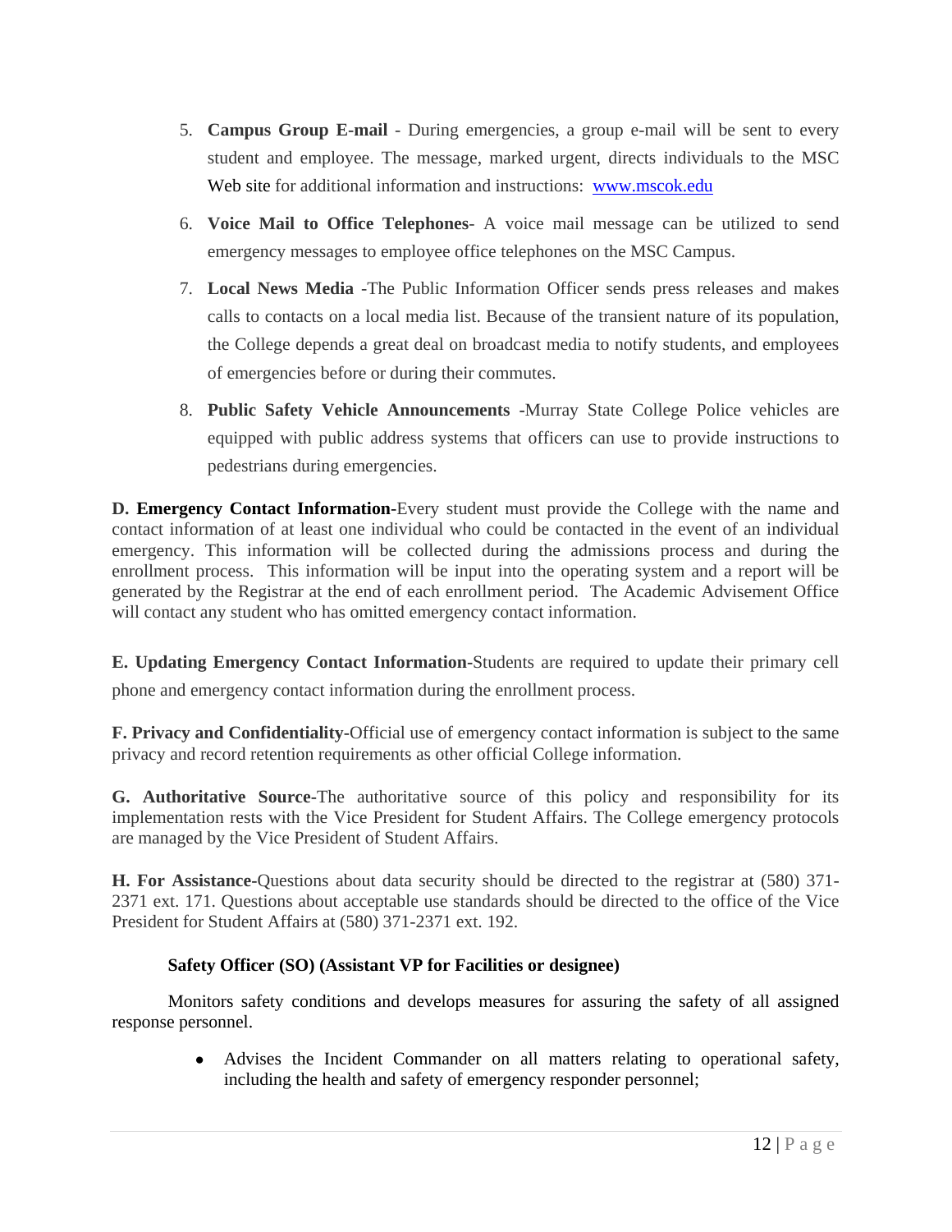5. **Campus Group E-mail** - During emergencies, a group e-mail will be sent to every student and employee. The message, marked urgent, directs individuals to the MSC Web site for additional information and instructions: www.mscok.edu

6. **Voice Mail to Office Telephones**- A voice mail message can be utilized to send emergency messages to employee office telephones on the MSC Campus.

7. **Local News Media** -The Public Information Officer sends press releases and makes calls to contacts on a local media list. Because of the transient nature of its population, the College depends a great deal on broadcast media to notify students, and employees of emergencies before or during their commutes.

8. **Public Safety Vehicle Announcements** -Murray State College Police vehicles are equipped with public address systems that officers can use to provide instructions to pedestrians during emergencies.

**D. Emergency Contact Information**-Every student must provide the College with the name and contact information of at least one individual who could be contacted in the event of an individual emergency. This information will be collected during the admissions process and during the enrollment process. This information will be input into the operating system and a report will be generated by the Registrar at the end of each enrollment period. The Academic Advisement Office will contact any student who has omitted emergency contact information.

**E. Updating Emergency Contact Information**-Students are required to update their primary cell phone and emergency contact information during the enrollment process.

**F. Privacy and Confidentiality**-Official use of emergency contact information is subject to the same privacy and record retention requirements as other official College information.

**G. Authoritative Source**-The authoritative source of this policy and responsibility for its implementation rests with the Vice President for Student Affairs. The College emergency protocols are managed by the Vice President of Student Affairs.

**H. For Assistance**-Questions about data security should be directed to the registrar at (580) 371-2371 ext. 171. Questions about acceptable use standards should be directed to the office of the Vice President for Student Affairs at (580) 371-2371 ext. 192.

**Safety Officer (SO) (Assistant VP for Facilities or designee)**

Monitors safety conditions and develops measures for assuring the safety of all assigned response personnel.

- Advises the Incident Commander on all matters relating to operational safety, including the health and safety of emergency responder personnel;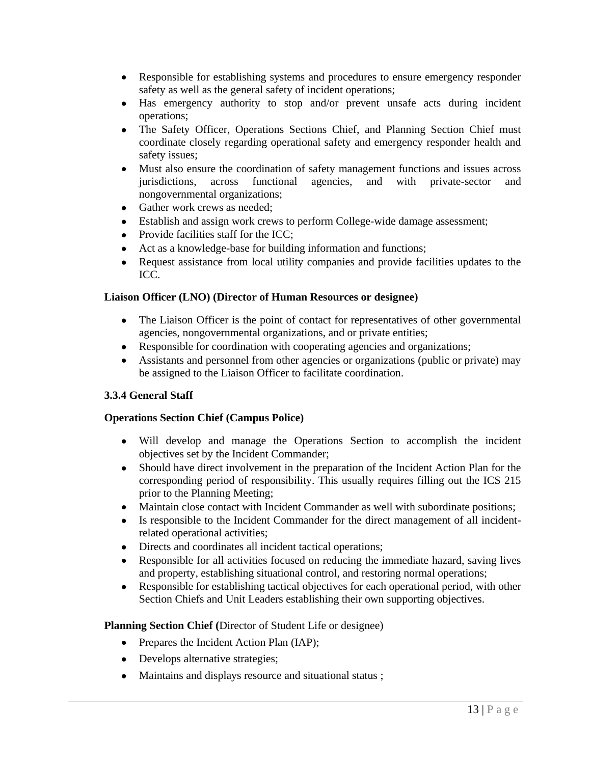- Responsible for establishing systems and procedures to ensure emergency responder safety as well as the general safety of incident operations;
- Has emergency authority to stop and/or prevent unsafe acts during incident operations;
- The Safety Officer, Operations Sections Chief, and Planning Section Chief must coordinate closely regarding operational safety and emergency responder health and safety issues;
- Must also ensure the coordination of safety management functions and issues across jurisdictions, across functional agencies, and with private-sector and nongovernmental organizations;
- Gather work crews as needed;
- Establish and assign work crews to perform College-wide damage assessment;
- Provide facilities staff for the ICC;
- Act as a knowledge-base for building information and functions;
- Request assistance from local utility companies and provide facilities updates to the ICC.

**Liaison Officer (LNO) (Director of Human Resources or designee)**

- The Liaison Officer is the point of contact for representatives of other governmental agencies, nongovernmental organizations, and or private entities;
- Responsible for coordination with cooperating agencies and organizations;
- Assistants and personnel from other agencies or organizations (public or private) may be assigned to the Liaison Officer to facilitate coordination.

### 3.3.4 General Staff

**Operations Section Chief (Campus Police)**

- Will develop and manage the Operations Section to accomplish the incident objectives set by the Incident Commander;
- Should have direct involvement in the preparation of the Incident Action Plan for the corresponding period of responsibility. This usually requires filling out the ICS 215 prior to the Planning Meeting;
- Maintain close contact with Incident Commander as well with subordinate positions;
- Is responsible to the Incident Commander for the direct management of all incident-related operational activities;
- Directs and coordinates all incident tactical operations;
- Responsible for all activities focused on reducing the immediate hazard, saving lives and property, establishing situational control, and restoring normal operations;
- Responsible for establishing tactical objectives for each operational period, with other Section Chiefs and Unit Leaders establishing their own supporting objectives.

**Planning Section Chief (**Director of Student Life or designee)

- Prepares the Incident Action Plan (IAP);
- Develops alternative strategies;
- Maintains and displays resource and situational status ;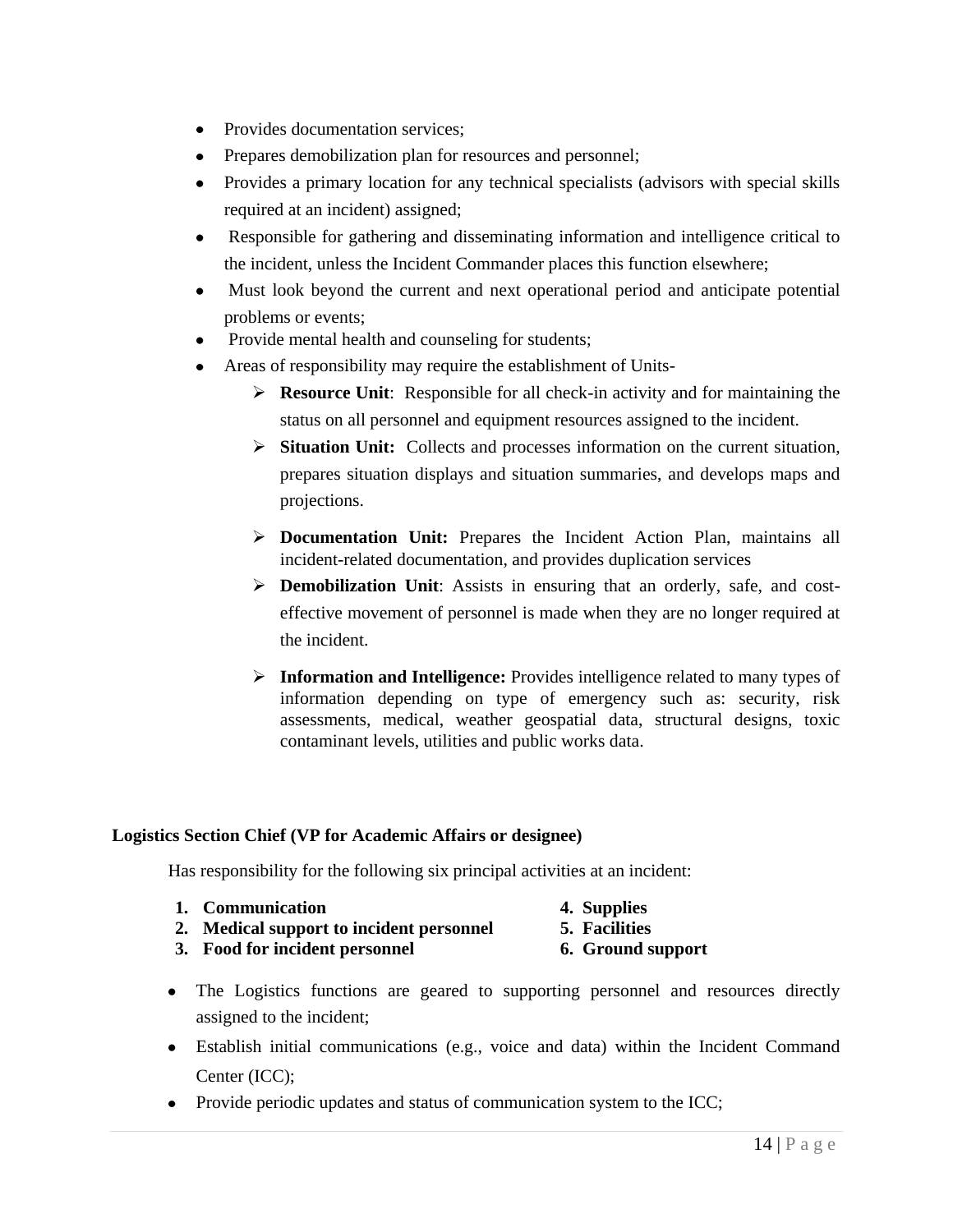- Provides documentation services;
- Prepares demobilization plan for resources and personnel;
- Provides a primary location for any technical specialists (advisors with special skills required at an incident) assigned;
- Responsible for gathering and disseminating information and intelligence critical to the incident, unless the Incident Commander places this function elsewhere;
- Must look beyond the current and next operational period and anticipate potential problems or events;
- Provide mental health and counseling for students;
- Areas of responsibility may require the establishment of Units-
    - **Resource Unit**: Responsible for all check-in activity and for maintaining the status on all personnel and equipment resources assigned to the incident.
    - **Situation Unit:** Collects and processes information on the current situation, prepares situation displays and situation summaries, and develops maps and projections.
    - **Documentation Unit:** Prepares the Incident Action Plan, maintains all incident-related documentation, and provides duplication services
    - **Demobilization Unit**: Assists in ensuring that an orderly, safe, and cost-effective movement of personnel is made when they are no longer required at the incident.
    - **Information and Intelligence:** Provides intelligence related to many types of information depending on type of emergency such as: security, risk assessments, medical, weather geospatial data, structural designs, toxic contaminant levels, utilities and public works data.

**Logistics Section Chief (VP for Academic Affairs or designee)**

Has responsibility for the following six principal activities at an incident:

1. **Communication**
2. **Medical support to incident personnel**
3. **Food for incident personnel**
4. **Supplies**
5. **Facilities**
6. **Ground support**

- The Logistics functions are geared to supporting personnel and resources directly assigned to the incident;
- Establish initial communications (e.g., voice and data) within the Incident Command Center (ICC);
- Provide periodic updates and status of communication system to the ICC;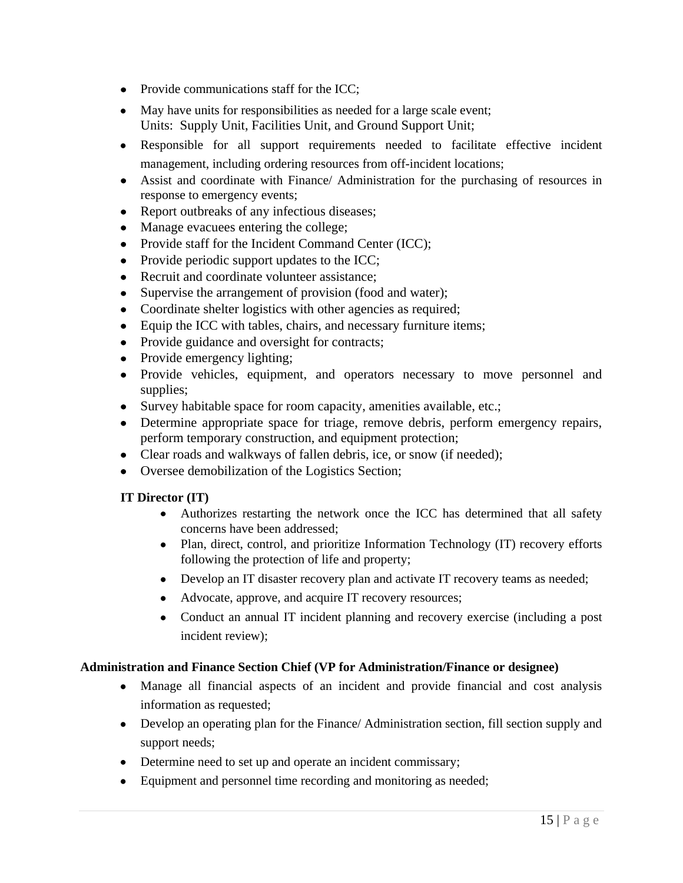- Provide communications staff for the ICC;
- May have units for responsibilities as needed for a large scale event;
  Units: Supply Unit, Facilities Unit, and Ground Support Unit;
- Responsible for all support requirements needed to facilitate effective incident management, including ordering resources from off-incident locations;
- Assist and coordinate with Finance/ Administration for the purchasing of resources in response to emergency events;
- Report outbreaks of any infectious diseases;
- Manage evacuees entering the college;
- Provide staff for the Incident Command Center (ICC);
- Provide periodic support updates to the ICC;
- Recruit and coordinate volunteer assistance;
- Supervise the arrangement of provision (food and water);
- Coordinate shelter logistics with other agencies as required;
- Equip the ICC with tables, chairs, and necessary furniture items;
- Provide guidance and oversight for contracts;
- Provide emergency lighting;
- Provide vehicles, equipment, and operators necessary to move personnel and supplies;
- Survey habitable space for room capacity, amenities available, etc.;
- Determine appropriate space for triage, remove debris, perform emergency repairs, perform temporary construction, and equipment protection;
- Clear roads and walkways of fallen debris, ice, or snow (if needed);
- Oversee demobilization of the Logistics Section;

**IT Director (IT)**

- Authorizes restarting the network once the ICC has determined that all safety concerns have been addressed;
- Plan, direct, control, and prioritize Information Technology (IT) recovery efforts following the protection of life and property;
- Develop an IT disaster recovery plan and activate IT recovery teams as needed;
- Advocate, approve, and acquire IT recovery resources;
- Conduct an annual IT incident planning and recovery exercise (including a post incident review);

**Administration and Finance Section Chief (VP for Administration/Finance or designee)**

- Manage all financial aspects of an incident and provide financial and cost analysis information as requested;
- Develop an operating plan for the Finance/ Administration section, fill section supply and support needs;
- Determine need to set up and operate an incident commissary;
- Equipment and personnel time recording and monitoring as needed;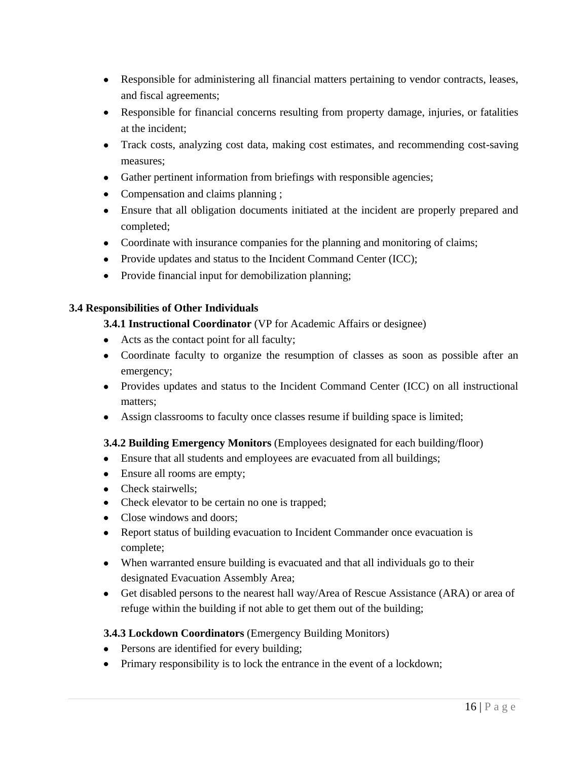- Responsible for administering all financial matters pertaining to vendor contracts, leases, and fiscal agreements;
- Responsible for financial concerns resulting from property damage, injuries, or fatalities at the incident;
- Track costs, analyzing cost data, making cost estimates, and recommending cost-saving measures;
- Gather pertinent information from briefings with responsible agencies;
- Compensation and claims planning ;
- Ensure that all obligation documents initiated at the incident are properly prepared and completed;
- Coordinate with insurance companies for the planning and monitoring of claims;
- Provide updates and status to the Incident Command Center (ICC);
- Provide financial input for demobilization planning;

## 3.4 Responsibilities of Other Individuals

### 3.4.1 Instructional Coordinator (VP for Academic Affairs or designee)

- Acts as the contact point for all faculty;
- Coordinate faculty to organize the resumption of classes as soon as possible after an emergency;
- Provides updates and status to the Incident Command Center (ICC) on all instructional matters;
- Assign classrooms to faculty once classes resume if building space is limited;

### 3.4.2 Building Emergency Monitors (Employees designated for each building/floor)

- Ensure that all students and employees are evacuated from all buildings;
- Ensure all rooms are empty;
- Check stairwells;
- Check elevator to be certain no one is trapped;
- Close windows and doors;
- Report status of building evacuation to Incident Commander once evacuation is complete;
- When warranted ensure building is evacuated and that all individuals go to their designated Evacuation Assembly Area;
- Get disabled persons to the nearest hall way/Area of Rescue Assistance (ARA) or area of refuge within the building if not able to get them out of the building;

### 3.4.3 Lockdown Coordinators (Emergency Building Monitors)

- Persons are identified for every building;
- Primary responsibility is to lock the entrance in the event of a lockdown;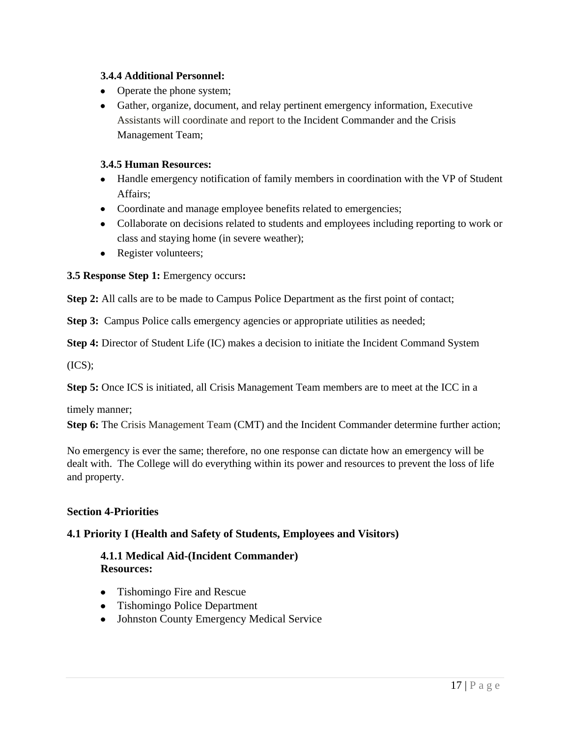#### 3.4.4 Additional Personnel:

- Operate the phone system;
- Gather, organize, document, and relay pertinent emergency information, Executive Assistants will coordinate and report to the Incident Commander and the Crisis Management Team;

#### 3.4.5 Human Resources:

- Handle emergency notification of family members in coordination with the VP of Student Affairs;
- Coordinate and manage employee benefits related to emergencies;
- Collaborate on decisions related to students and employees including reporting to work or class and staying home (in severe weather);
- Register volunteers;

**3.5 Response Step 1:** Emergency occurs**:**

**Step 2:** All calls are to be made to Campus Police Department as the first point of contact;

**Step 3:** Campus Police calls emergency agencies or appropriate utilities as needed;

**Step 4:** Director of Student Life (IC) makes a decision to initiate the Incident Command System (ICS);

**Step 5:** Once ICS is initiated, all Crisis Management Team members are to meet at the ICC in a timely manner;

**Step 6:** The Crisis Management Team (CMT) and the Incident Commander determine further action;

No emergency is ever the same; therefore, no one response can dictate how an emergency will be dealt with. The College will do everything within its power and resources to prevent the loss of life and property.

## Section 4-Priorities

### 4.1 Priority I (Health and Safety of Students, Employees and Visitors)

#### 4.1.1 Medical Aid-(Incident Commander)
**Resources:**

- Tishomingo Fire and Rescue
- Tishomingo Police Department
- Johnston County Emergency Medical Service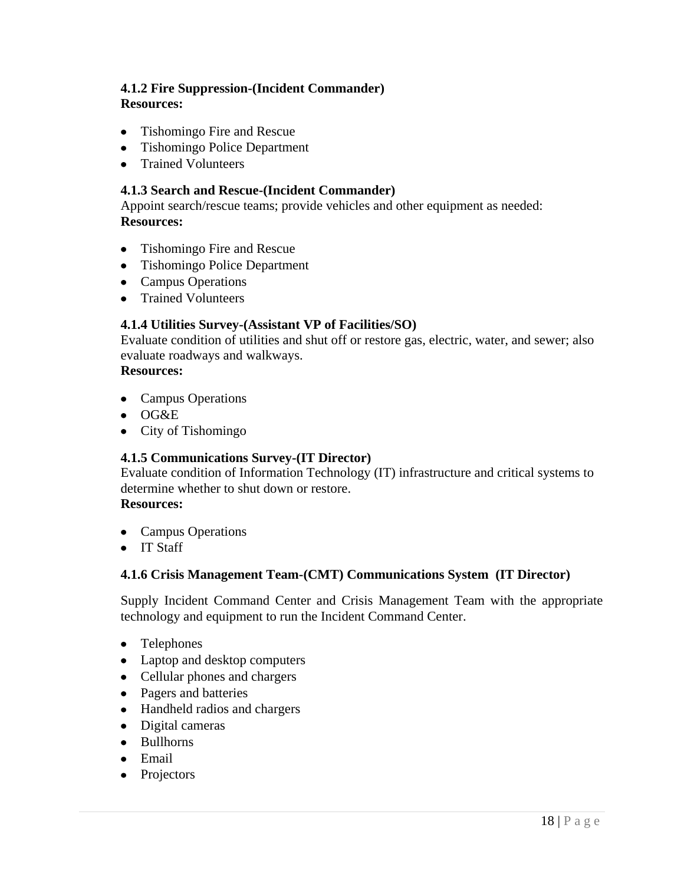#### 4.1.2 Fire Suppression-(Incident Commander)

**Resources:**

- Tishomingo Fire and Rescue
- Tishomingo Police Department
- Trained Volunteers

#### 4.1.3 Search and Rescue-(Incident Commander)

Appoint search/rescue teams; provide vehicles and other equipment as needed:

**Resources:**

- Tishomingo Fire and Rescue
- Tishomingo Police Department
- Campus Operations
- Trained Volunteers

#### 4.1.4 Utilities Survey-(Assistant VP of Facilities/SO)

Evaluate condition of utilities and shut off or restore gas, electric, water, and sewer; also evaluate roadways and walkways.

**Resources:**

- Campus Operations
- OG&E
- City of Tishomingo

#### 4.1.5 Communications Survey-(IT Director)

Evaluate condition of Information Technology (IT) infrastructure and critical systems to determine whether to shut down or restore.

**Resources:**

- Campus Operations
- IT Staff

#### 4.1.6 Crisis Management Team-(CMT) Communications System (IT Director)

Supply Incident Command Center and Crisis Management Team with the appropriate technology and equipment to run the Incident Command Center.

- Telephones
- Laptop and desktop computers
- Cellular phones and chargers
- Pagers and batteries
- Handheld radios and chargers
- Digital cameras
- Bullhorns
- Email
- Projectors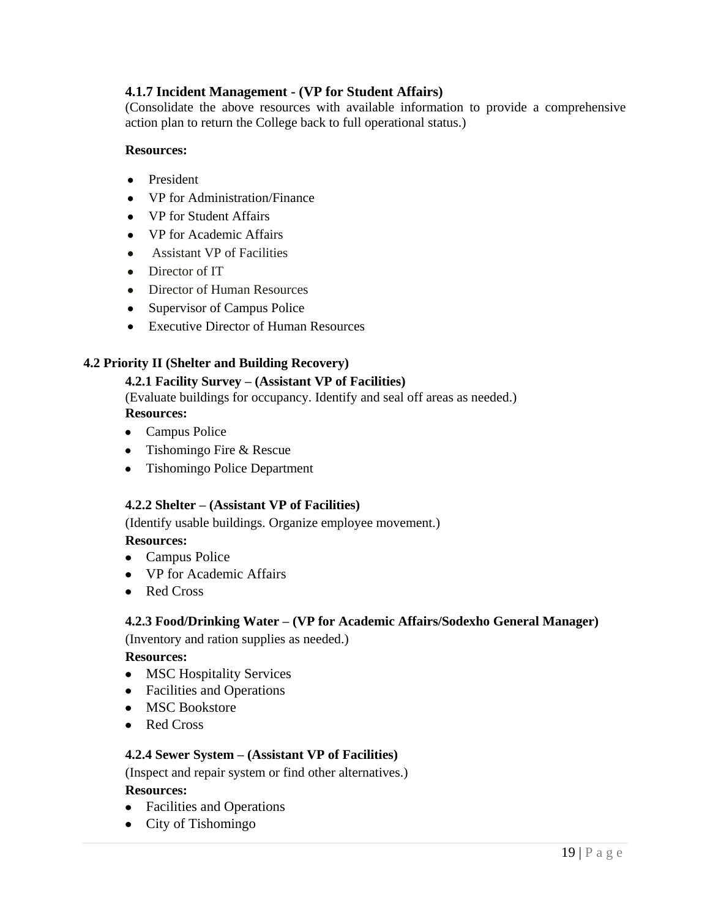#### 4.1.7 Incident Management - (VP for Student Affairs)

(Consolidate the above resources with available information to provide a comprehensive action plan to return the College back to full operational status.)

**Resources:**

- President
- VP for Administration/Finance
- VP for Student Affairs
- VP for Academic Affairs
- Assistant VP of Facilities
- Director of IT
- Director of Human Resources
- Supervisor of Campus Police
- Executive Director of Human Resources

### 4.2 Priority II (Shelter and Building Recovery)

#### 4.2.1 Facility Survey – (Assistant VP of Facilities)

(Evaluate buildings for occupancy. Identify and seal off areas as needed.)

**Resources:**

- Campus Police
- Tishomingo Fire & Rescue
- Tishomingo Police Department

#### 4.2.2 Shelter – (Assistant VP of Facilities)

(Identify usable buildings. Organize employee movement.)

**Resources:**

- Campus Police
- VP for Academic Affairs
- Red Cross

#### 4.2.3 Food/Drinking Water – (VP for Academic Affairs/Sodexho General Manager)

(Inventory and ration supplies as needed.)

**Resources:**

- MSC Hospitality Services
- Facilities and Operations
- MSC Bookstore
- Red Cross

#### 4.2.4 Sewer System – (Assistant VP of Facilities)

(Inspect and repair system or find other alternatives.)

**Resources:**

- Facilities and Operations
- City of Tishomingo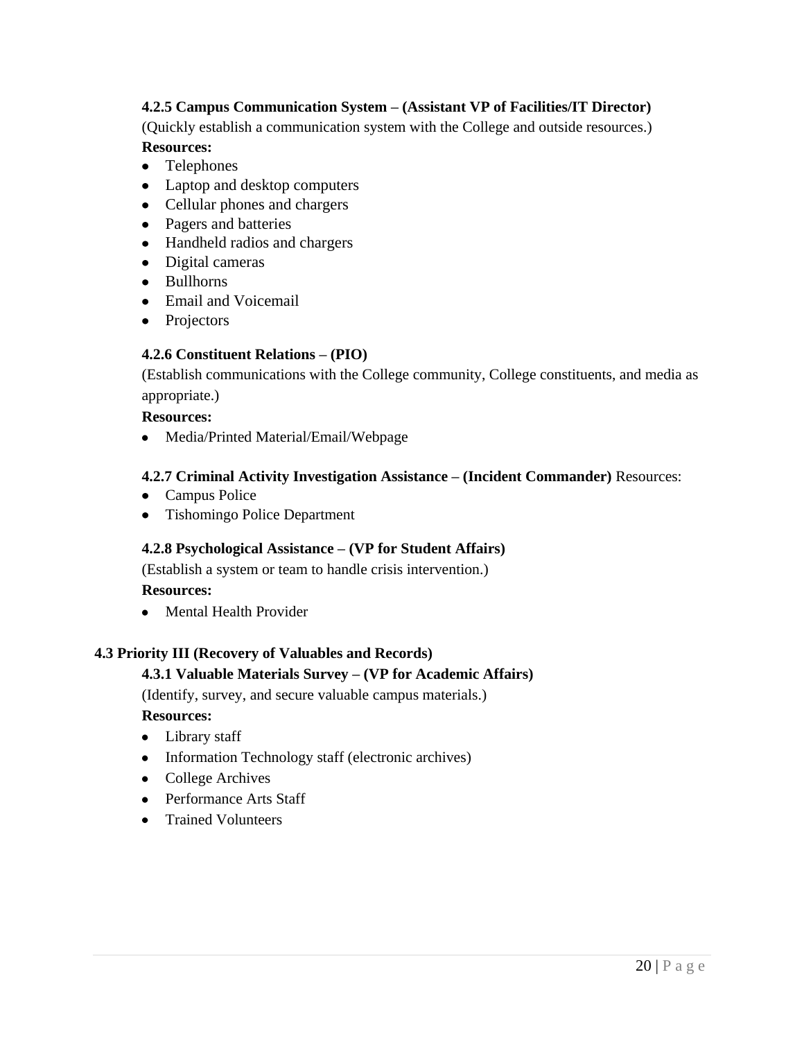#### 4.2.5 Campus Communication System – (Assistant VP of Facilities/IT Director)

(Quickly establish a communication system with the College and outside resources.)

**Resources:**

- Telephones
- Laptop and desktop computers
- Cellular phones and chargers
- Pagers and batteries
- Handheld radios and chargers
- Digital cameras
- Bullhorns
- Email and Voicemail
- Projectors

#### 4.2.6 Constituent Relations – (PIO)

(Establish communications with the College community, College constituents, and media as appropriate.)

**Resources:**

- Media/Printed Material/Email/Webpage

#### 4.2.7 Criminal Activity Investigation Assistance – (Incident Commander)

Resources:

- Campus Police
- Tishomingo Police Department

#### 4.2.8 Psychological Assistance – (VP for Student Affairs)

(Establish a system or team to handle crisis intervention.)

**Resources:**

- Mental Health Provider

### 4.3 Priority III (Recovery of Valuables and Records)

#### 4.3.1 Valuable Materials Survey – (VP for Academic Affairs)

(Identify, survey, and secure valuable campus materials.)

**Resources:**

- Library staff
- Information Technology staff (electronic archives)
- College Archives
- Performance Arts Staff
- Trained Volunteers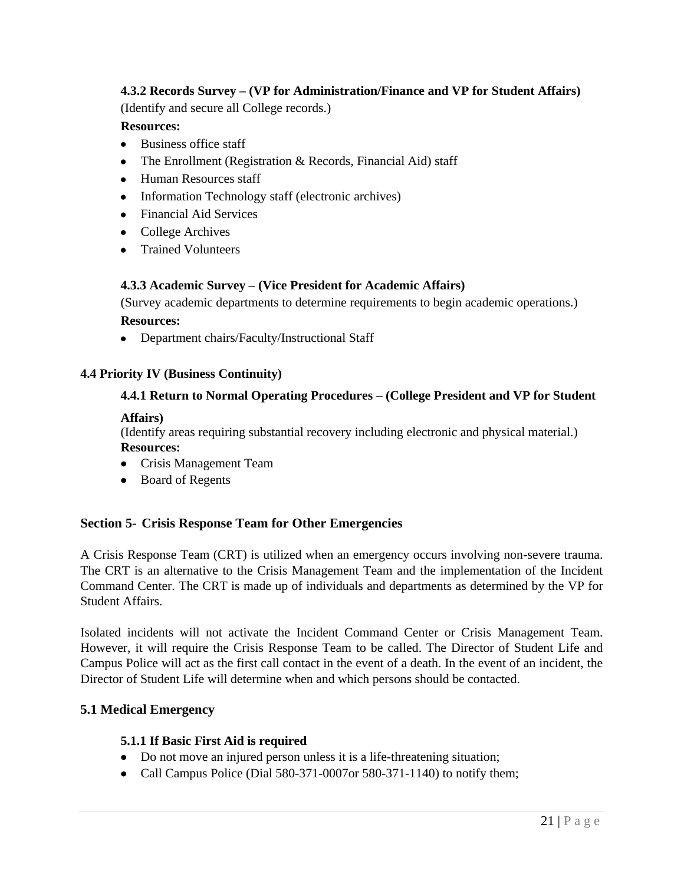#### 4.3.2 Records Survey – (VP for Administration/Finance and VP for Student Affairs)

(Identify and secure all College records.)

**Resources:**

- Business office staff
- The Enrollment (Registration & Records, Financial Aid) staff
- Human Resources staff
- Information Technology staff (electronic archives)
- Financial Aid Services
- College Archives
- Trained Volunteers

#### 4.3.3 Academic Survey – (Vice President for Academic Affairs)

(Survey academic departments to determine requirements to begin academic operations.)

**Resources:**

- Department chairs/Faculty/Instructional Staff

### 4.4 Priority IV (Business Continuity)

#### 4.4.1 Return to Normal Operating Procedures – (College President and VP for Student Affairs)

(Identify areas requiring substantial recovery including electronic and physical material.)

**Resources:**

- Crisis Management Team
- Board of Regents

## Section 5- Crisis Response Team for Other Emergencies

A Crisis Response Team (CRT) is utilized when an emergency occurs involving non-severe trauma. The CRT is an alternative to the Crisis Management Team and the implementation of the Incident Command Center. The CRT is made up of individuals and departments as determined by the VP for Student Affairs.

Isolated incidents will not activate the Incident Command Center or Crisis Management Team. However, it will require the Crisis Response Team to be called. The Director of Student Life and Campus Police will act as the first call contact in the event of a death. In the event of an incident, the Director of Student Life will determine when and which persons should be contacted.

### 5.1 Medical Emergency

#### 5.1.1 If Basic First Aid is required

- Do not move an injured person unless it is a life-threatening situation;
- Call Campus Police (Dial 580-371-0007or 580-371-1140) to notify them;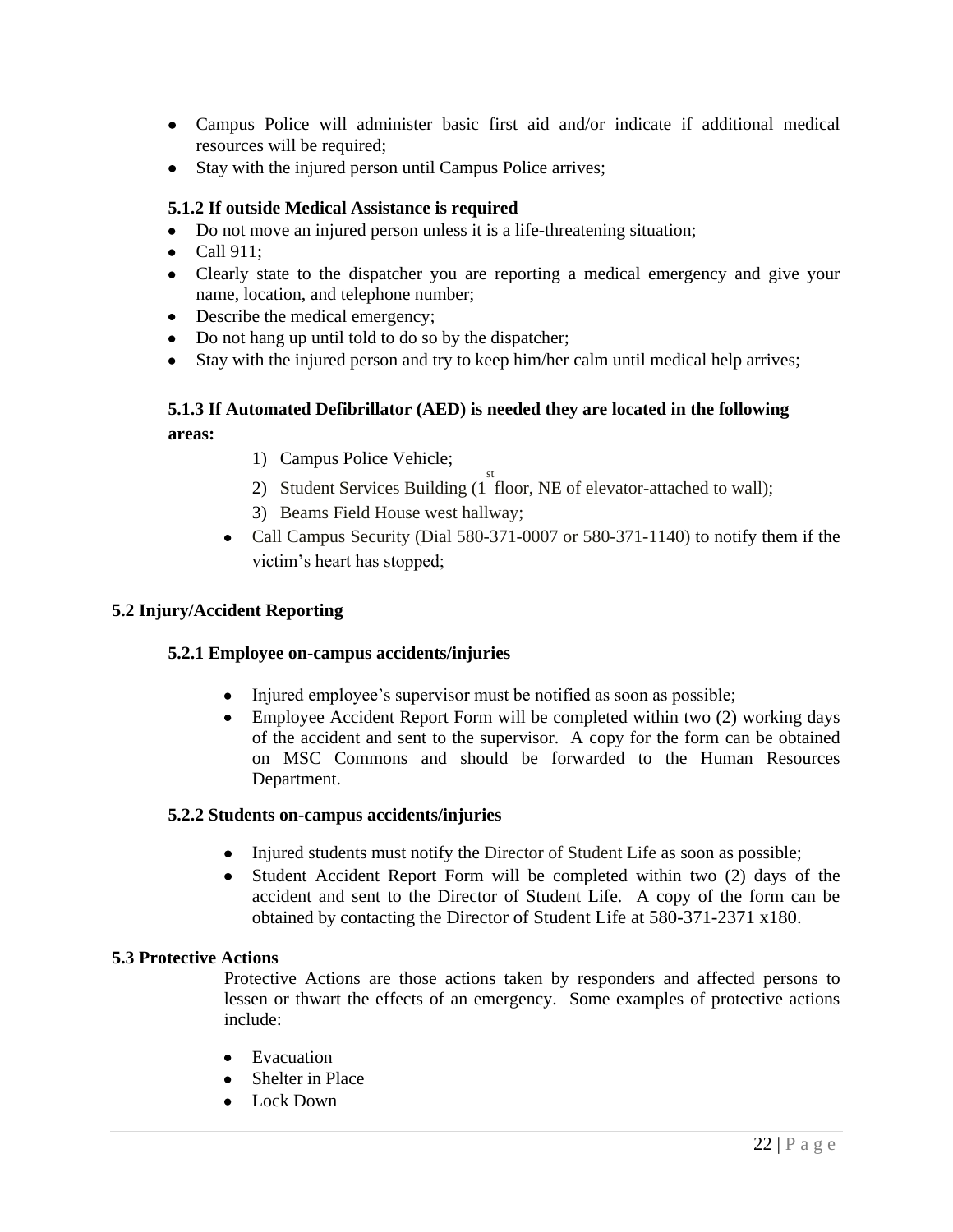- Campus Police will administer basic first aid and/or indicate if additional medical resources will be required;
- Stay with the injured person until Campus Police arrives;

### 5.1.2 If outside Medical Assistance is required

- Do not move an injured person unless it is a life-threatening situation;
- Call 911;
- Clearly state to the dispatcher you are reporting a medical emergency and give your name, location, and telephone number;
- Describe the medical emergency;
- Do not hang up until told to do so by the dispatcher;
- Stay with the injured person and try to keep him/her calm until medical help arrives;

### 5.1.3 If Automated Defibrillator (AED) is needed they are located in the following areas:

1) Campus Police Vehicle;
2) Student Services Building (1st floor, NE of elevator-attached to wall);
3) Beams Field House west hallway;

- Call Campus Security (Dial 580-371-0007 or 580-371-1140) to notify them if the victim's heart has stopped;

## 5.2 Injury/Accident Reporting

### 5.2.1 Employee on-campus accidents/injuries

- Injured employee's supervisor must be notified as soon as possible;
- Employee Accident Report Form will be completed within two (2) working days of the accident and sent to the supervisor. A copy for the form can be obtained on MSC Commons and should be forwarded to the Human Resources Department.

### 5.2.2 Students on-campus accidents/injuries

- Injured students must notify the Director of Student Life as soon as possible;
- Student Accident Report Form will be completed within two (2) days of the accident and sent to the Director of Student Life. A copy of the form can be obtained by contacting the Director of Student Life at 580-371-2371 x180.

## 5.3 Protective Actions

Protective Actions are those actions taken by responders and affected persons to lessen or thwart the effects of an emergency. Some examples of protective actions include:

- Evacuation
- Shelter in Place
- Lock Down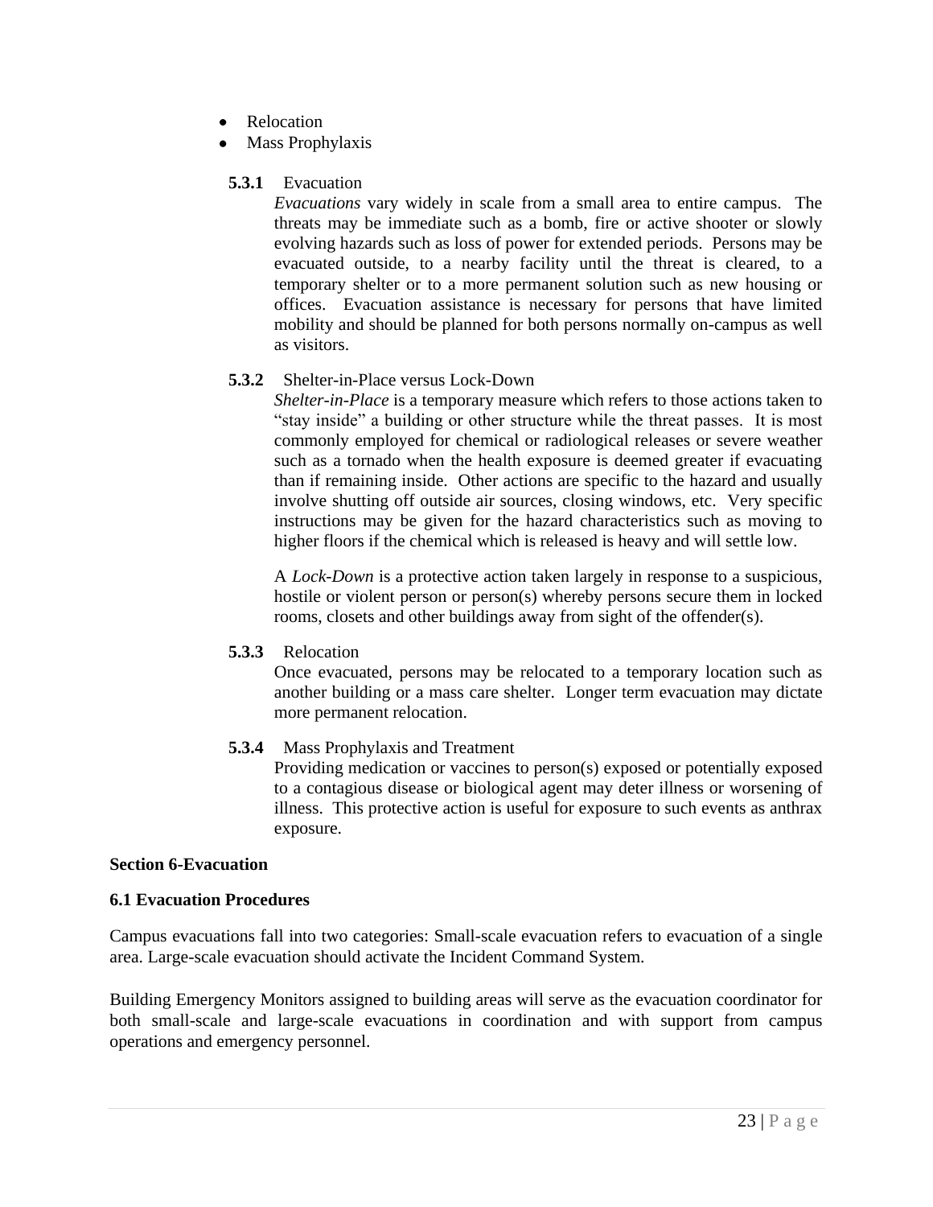- Relocation
- Mass Prophylaxis

**5.3.1** Evacuation

*Evacuations* vary widely in scale from a small area to entire campus. The threats may be immediate such as a bomb, fire or active shooter or slowly evolving hazards such as loss of power for extended periods. Persons may be evacuated outside, to a nearby facility until the threat is cleared, to a temporary shelter or to a more permanent solution such as new housing or offices. Evacuation assistance is necessary for persons that have limited mobility and should be planned for both persons normally on-campus as well as visitors.

**5.3.2** Shelter-in-Place versus Lock-Down

*Shelter-in-Place* is a temporary measure which refers to those actions taken to "stay inside" a building or other structure while the threat passes. It is most commonly employed for chemical or radiological releases or severe weather such as a tornado when the health exposure is deemed greater if evacuating than if remaining inside. Other actions are specific to the hazard and usually involve shutting off outside air sources, closing windows, etc. Very specific instructions may be given for the hazard characteristics such as moving to higher floors if the chemical which is released is heavy and will settle low.

A *Lock-Down* is a protective action taken largely in response to a suspicious, hostile or violent person or person(s) whereby persons secure them in locked rooms, closets and other buildings away from sight of the offender(s).

**5.3.3** Relocation

Once evacuated, persons may be relocated to a temporary location such as another building or a mass care shelter. Longer term evacuation may dictate more permanent relocation.

**5.3.4** Mass Prophylaxis and Treatment

Providing medication or vaccines to person(s) exposed or potentially exposed to a contagious disease or biological agent may deter illness or worsening of illness. This protective action is useful for exposure to such events as anthrax exposure.

## Section 6-Evacuation

### 6.1 Evacuation Procedures

Campus evacuations fall into two categories: Small-scale evacuation refers to evacuation of a single area. Large-scale evacuation should activate the Incident Command System.

Building Emergency Monitors assigned to building areas will serve as the evacuation coordinator for both small-scale and large-scale evacuations in coordination and with support from campus operations and emergency personnel.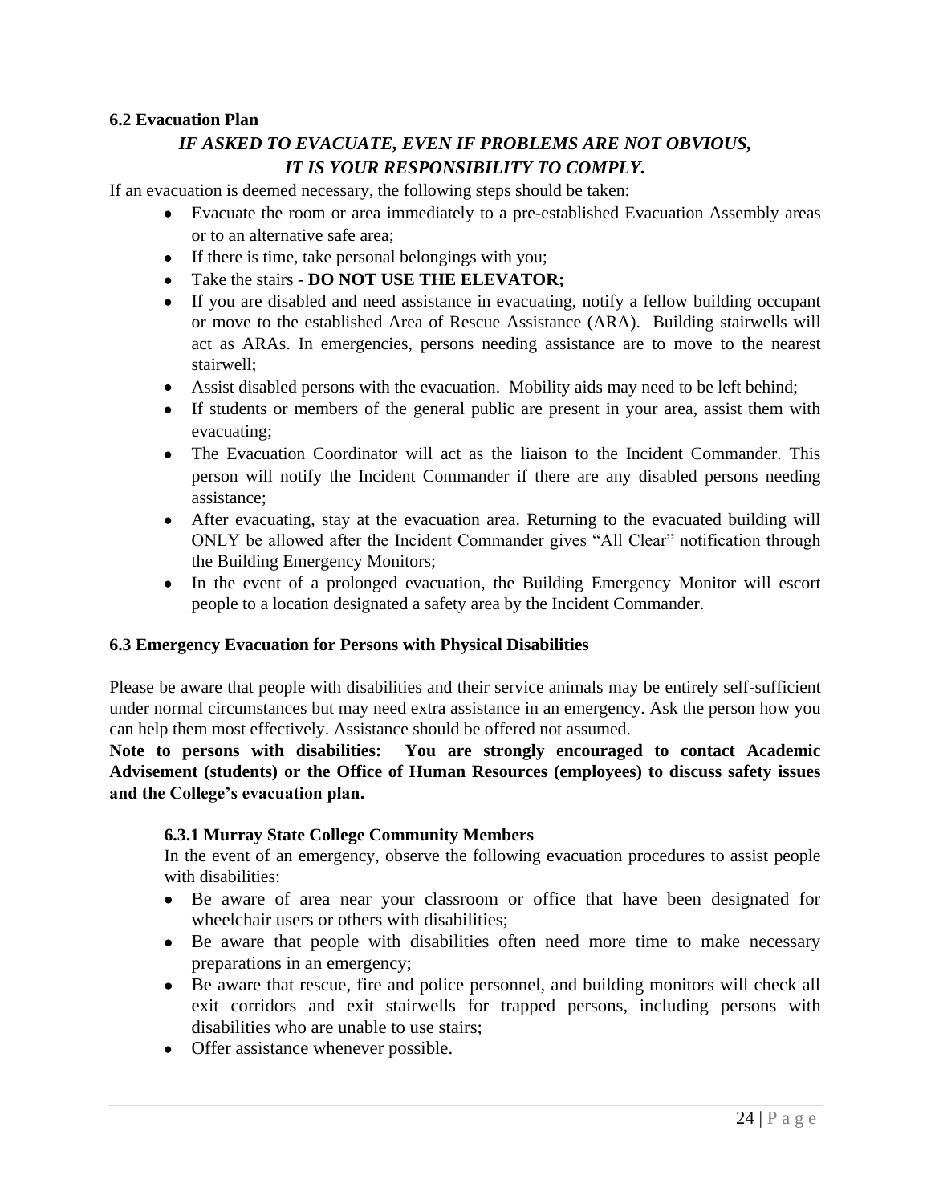### 6.2 Evacuation Plan

***IF ASKED TO EVACUATE, EVEN IF PROBLEMS ARE NOT OBVIOUS, IT IS YOUR RESPONSIBILITY TO COMPLY.***

If an evacuation is deemed necessary, the following steps should be taken:

- Evacuate the room or area immediately to a pre-established Evacuation Assembly areas or to an alternative safe area;
- If there is time, take personal belongings with you;
- Take the stairs - **DO NOT USE THE ELEVATOR;**
- If you are disabled and need assistance in evacuating, notify a fellow building occupant or move to the established Area of Rescue Assistance (ARA). Building stairwells will act as ARAs. In emergencies, persons needing assistance are to move to the nearest stairwell;
- Assist disabled persons with the evacuation. Mobility aids may need to be left behind;
- If students or members of the general public are present in your area, assist them with evacuating;
- The Evacuation Coordinator will act as the liaison to the Incident Commander. This person will notify the Incident Commander if there are any disabled persons needing assistance;
- After evacuating, stay at the evacuation area. Returning to the evacuated building will ONLY be allowed after the Incident Commander gives "All Clear" notification through the Building Emergency Monitors;
- In the event of a prolonged evacuation, the Building Emergency Monitor will escort people to a location designated a safety area by the Incident Commander.

### 6.3 Emergency Evacuation for Persons with Physical Disabilities

Please be aware that people with disabilities and their service animals may be entirely self-sufficient under normal circumstances but may need extra assistance in an emergency. Ask the person how you can help them most effectively. Assistance should be offered not assumed.

**Note to persons with disabilities: You are strongly encouraged to contact Academic Advisement (students) or the Office of Human Resources (employees) to discuss safety issues and the College's evacuation plan.**

#### 6.3.1 Murray State College Community Members

In the event of an emergency, observe the following evacuation procedures to assist people with disabilities:

- Be aware of area near your classroom or office that have been designated for wheelchair users or others with disabilities;
- Be aware that people with disabilities often need more time to make necessary preparations in an emergency;
- Be aware that rescue, fire and police personnel, and building monitors will check all exit corridors and exit stairwells for trapped persons, including persons with disabilities who are unable to use stairs;
- Offer assistance whenever possible.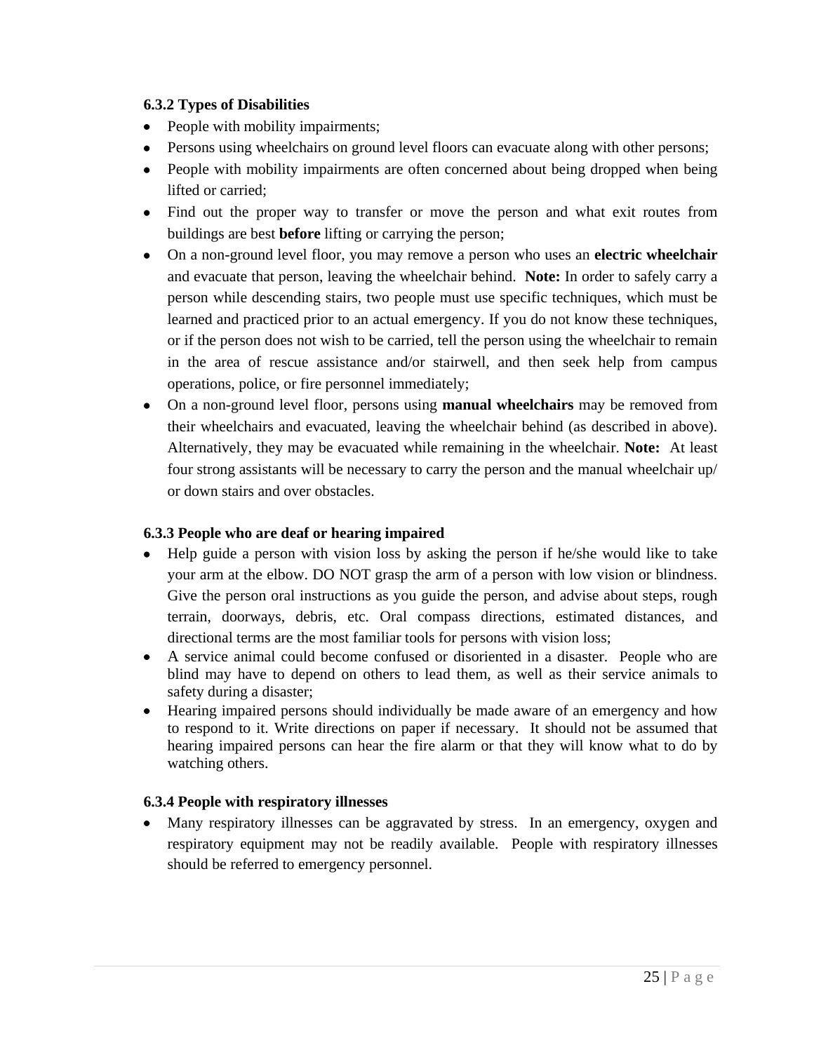### 6.3.2 Types of Disabilities

- People with mobility impairments;
- Persons using wheelchairs on ground level floors can evacuate along with other persons;
- People with mobility impairments are often concerned about being dropped when being lifted or carried;
- Find out the proper way to transfer or move the person and what exit routes from buildings are best **before** lifting or carrying the person;
- On a non-ground level floor, you may remove a person who uses an **electric wheelchair** and evacuate that person, leaving the wheelchair behind. **Note:** In order to safely carry a person while descending stairs, two people must use specific techniques, which must be learned and practiced prior to an actual emergency. If you do not know these techniques, or if the person does not wish to be carried, tell the person using the wheelchair to remain in the area of rescue assistance and/or stairwell, and then seek help from campus operations, police, or fire personnel immediately;
- On a non-ground level floor, persons using **manual wheelchairs** may be removed from their wheelchairs and evacuated, leaving the wheelchair behind (as described in above). Alternatively, they may be evacuated while remaining in the wheelchair. **Note:** At least four strong assistants will be necessary to carry the person and the manual wheelchair up/ or down stairs and over obstacles.

### 6.3.3 People who are deaf or hearing impaired

- Help guide a person with vision loss by asking the person if he/she would like to take your arm at the elbow. DO NOT grasp the arm of a person with low vision or blindness. Give the person oral instructions as you guide the person, and advise about steps, rough terrain, doorways, debris, etc. Oral compass directions, estimated distances, and directional terms are the most familiar tools for persons with vision loss;
- A service animal could become confused or disoriented in a disaster. People who are blind may have to depend on others to lead them, as well as their service animals to safety during a disaster;
- Hearing impaired persons should individually be made aware of an emergency and how to respond to it. Write directions on paper if necessary. It should not be assumed that hearing impaired persons can hear the fire alarm or that they will know what to do by watching others.

### 6.3.4 People with respiratory illnesses

- Many respiratory illnesses can be aggravated by stress. In an emergency, oxygen and respiratory equipment may not be readily available. People with respiratory illnesses should be referred to emergency personnel.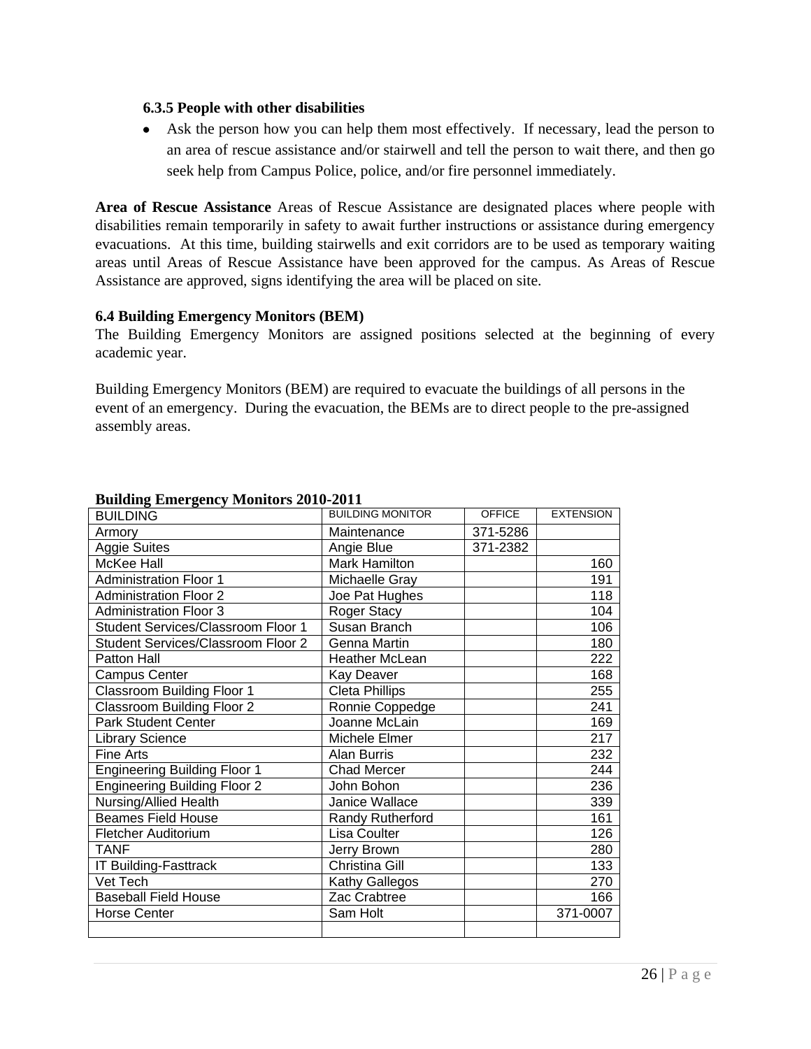### 6.3.5 People with other disabilities

- Ask the person how you can help them most effectively. If necessary, lead the person to an area of rescue assistance and/or stairwell and tell the person to wait there, and then go seek help from Campus Police, police, and/or fire personnel immediately.

**Area of Rescue Assistance** Areas of Rescue Assistance are designated places where people with disabilities remain temporarily in safety to await further instructions or assistance during emergency evacuations. At this time, building stairwells and exit corridors are to be used as temporary waiting areas until Areas of Rescue Assistance have been approved for the campus. As Areas of Rescue Assistance are approved, signs identifying the area will be placed on site.

### 6.4 Building Emergency Monitors (BEM)

The Building Emergency Monitors are assigned positions selected at the beginning of every academic year.

Building Emergency Monitors (BEM) are required to evacuate the buildings of all persons in the event of an emergency. During the evacuation, the BEMs are to direct people to the pre-assigned assembly areas.

**Building Emergency Monitors 2010-2011**

| BUILDING | BUILDING MONITOR | OFFICE | EXTENSION |
|---|---|---|---|
| Armory | Maintenance | 371-5286 | |
| Aggie Suites | Angie Blue | 371-2382 | |
| McKee Hall | Mark Hamilton | | 160 |
| Administration Floor 1 | Michaelle Gray | | 191 |
| Administration Floor 2 | Joe Pat Hughes | | 118 |
| Administration Floor 3 | Roger Stacy | | 104 |
| Student Services/Classroom Floor 1 | Susan Branch | | 106 |
| Student Services/Classroom Floor 2 | Genna Martin | | 180 |
| Patton Hall | Heather McLean | | 222 |
| Campus Center | Kay Deaver | | 168 |
| Classroom Building Floor 1 | Cleta Phillips | | 255 |
| Classroom Building Floor 2 | Ronnie Coppedge | | 241 |
| Park Student Center | Joanne McLain | | 169 |
| Library Science | Michele Elmer | | 217 |
| Fine Arts | Alan Burris | | 232 |
| Engineering Building Floor 1 | Chad Mercer | | 244 |
| Engineering Building Floor 2 | John Bohon | | 236 |
| Nursing/Allied Health | Janice Wallace | | 339 |
| Beames Field House | Randy Rutherford | | 161 |
| Fletcher Auditorium | Lisa Coulter | | 126 |
| TANF | Jerry Brown | | 280 |
| IT Building-Fasttrack | Christina Gill | | 133 |
| Vet Tech | Kathy Gallegos | | 270 |
| Baseball Field House | Zac Crabtree | | 166 |
| Horse Center | Sam Holt | | 371-0007 |
| | | | |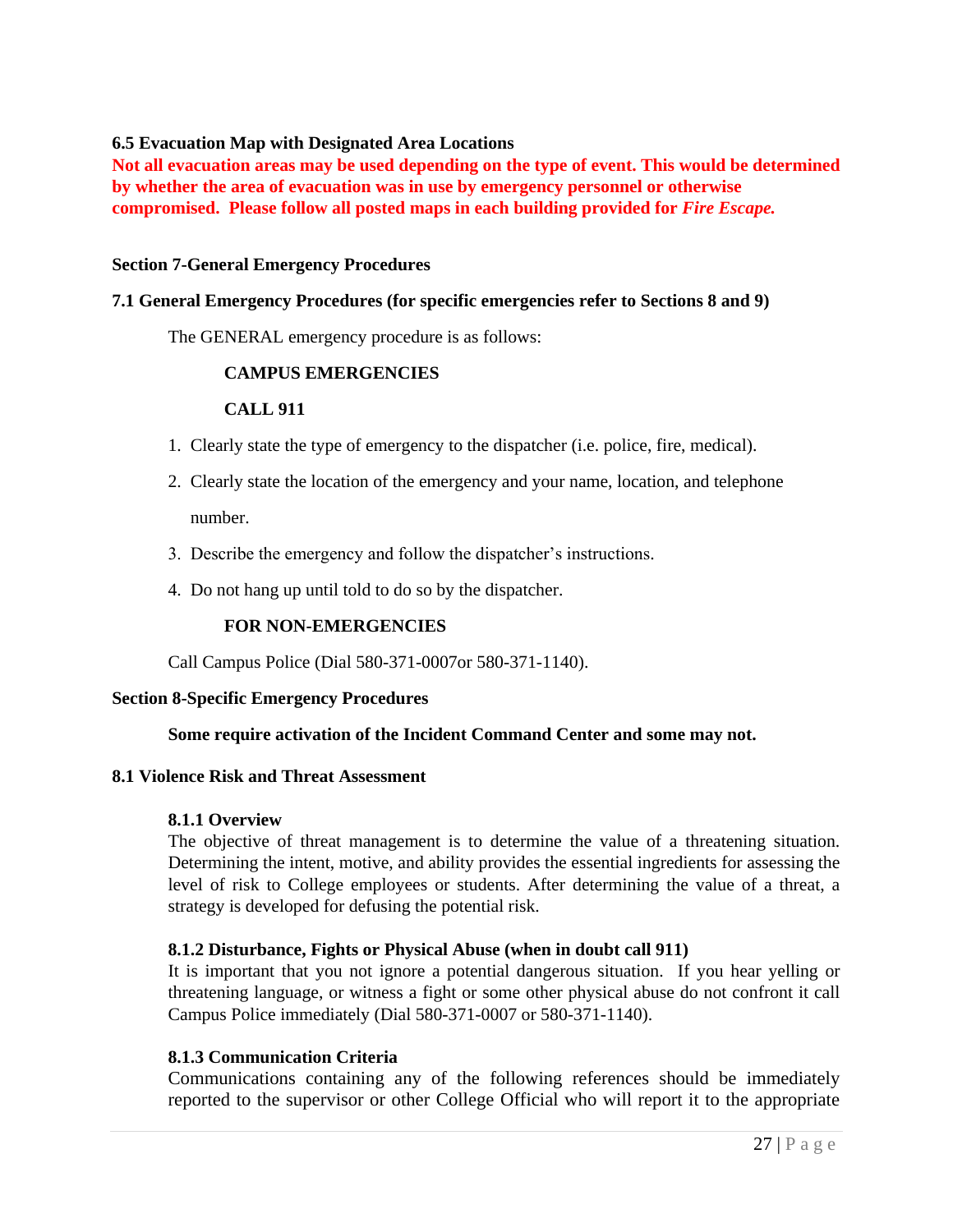### 6.5 Evacuation Map with Designated Area Locations

**Not all evacuation areas may be used depending on the type of event. This would be determined by whether the area of evacuation was in use by emergency personnel or otherwise compromised. Please follow all posted maps in each building provided for *Fire Escape.***

## Section 7-General Emergency Procedures

### 7.1 General Emergency Procedures (for specific emergencies refer to Sections 8 and 9)

The GENERAL emergency procedure is as follows:

**CAMPUS EMERGENCIES**

**CALL 911**

1. Clearly state the type of emergency to the dispatcher (i.e. police, fire, medical).
2. Clearly state the location of the emergency and your name, location, and telephone number.
3. Describe the emergency and follow the dispatcher's instructions.
4. Do not hang up until told to do so by the dispatcher.

**FOR NON-EMERGENCIES**

Call Campus Police (Dial 580-371-0007or 580-371-1140).

## Section 8-Specific Emergency Procedures

**Some require activation of the Incident Command Center and some may not.**

### 8.1 Violence Risk and Threat Assessment

#### 8.1.1 Overview

The objective of threat management is to determine the value of a threatening situation. Determining the intent, motive, and ability provides the essential ingredients for assessing the level of risk to College employees or students. After determining the value of a threat, a strategy is developed for defusing the potential risk.

#### 8.1.2 Disturbance, Fights or Physical Abuse (when in doubt call 911)

It is important that you not ignore a potential dangerous situation. If you hear yelling or threatening language, or witness a fight or some other physical abuse do not confront it call Campus Police immediately (Dial 580-371-0007 or 580-371-1140).

#### 8.1.3 Communication Criteria

Communications containing any of the following references should be immediately reported to the supervisor or other College Official who will report it to the appropriate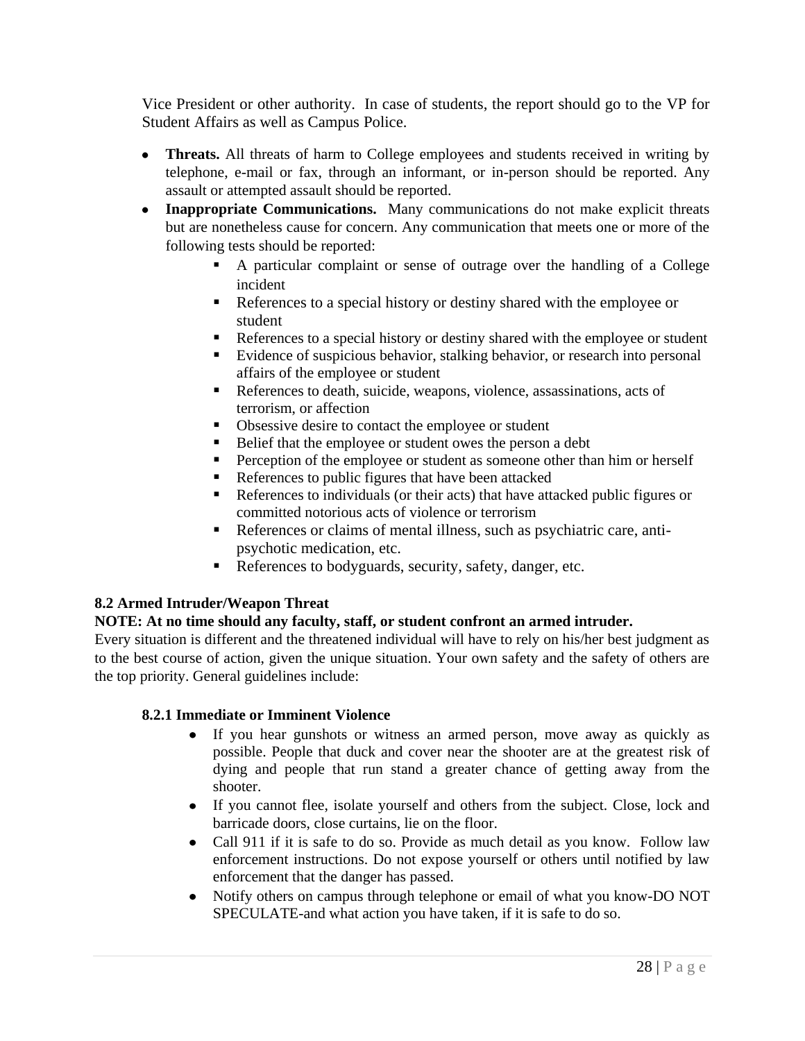Vice President or other authority. In case of students, the report should go to the VP for Student Affairs as well as Campus Police.

- **Threats.** All threats of harm to College employees and students received in writing by telephone, e-mail or fax, through an informant, or in-person should be reported. Any assault or attempted assault should be reported.
- **Inappropriate Communications.** Many communications do not make explicit threats but are nonetheless cause for concern. Any communication that meets one or more of the following tests should be reported:
  - A particular complaint or sense of outrage over the handling of a College incident
  - References to a special history or destiny shared with the employee or student
  - References to a special history or destiny shared with the employee or student
  - Evidence of suspicious behavior, stalking behavior, or research into personal affairs of the employee or student
  - References to death, suicide, weapons, violence, assassinations, acts of terrorism, or affection
  - Obsessive desire to contact the employee or student
  - Belief that the employee or student owes the person a debt
  - Perception of the employee or student as someone other than him or herself
  - References to public figures that have been attacked
  - References to individuals (or their acts) that have attacked public figures or committed notorious acts of violence or terrorism
  - References or claims of mental illness, such as psychiatric care, anti-psychotic medication, etc.
  - References to bodyguards, security, safety, danger, etc.

### 8.2 Armed Intruder/Weapon Threat

**NOTE: At no time should any faculty, staff, or student confront an armed intruder.**

Every situation is different and the threatened individual will have to rely on his/her best judgment as to the best course of action, given the unique situation. Your own safety and the safety of others are the top priority. General guidelines include:

#### 8.2.1 Immediate or Imminent Violence

- If you hear gunshots or witness an armed person, move away as quickly as possible. People that duck and cover near the shooter are at the greatest risk of dying and people that run stand a greater chance of getting away from the shooter.
- If you cannot flee, isolate yourself and others from the subject. Close, lock and barricade doors, close curtains, lie on the floor.
- Call 911 if it is safe to do so. Provide as much detail as you know. Follow law enforcement instructions. Do not expose yourself or others until notified by law enforcement that the danger has passed.
- Notify others on campus through telephone or email of what you know-DO NOT SPECULATE-and what action you have taken, if it is safe to do so.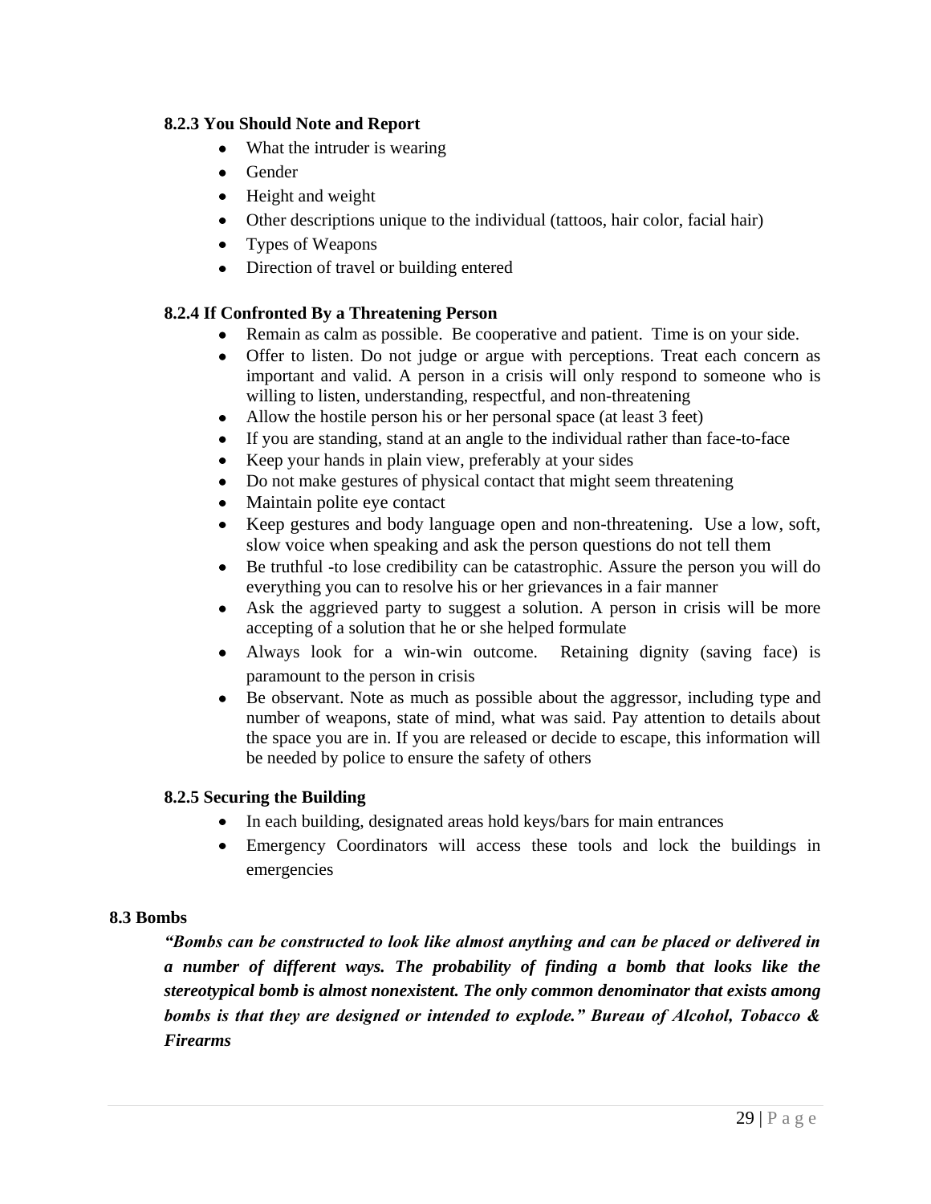### 8.2.3 You Should Note and Report

- What the intruder is wearing
- Gender
- Height and weight
- Other descriptions unique to the individual (tattoos, hair color, facial hair)
- Types of Weapons
- Direction of travel or building entered

### 8.2.4 If Confronted By a Threatening Person

- Remain as calm as possible. Be cooperative and patient. Time is on your side.
- Offer to listen. Do not judge or argue with perceptions. Treat each concern as important and valid. A person in a crisis will only respond to someone who is willing to listen, understanding, respectful, and non-threatening
- Allow the hostile person his or her personal space (at least 3 feet)
- If you are standing, stand at an angle to the individual rather than face-to-face
- Keep your hands in plain view, preferably at your sides
- Do not make gestures of physical contact that might seem threatening
- Maintain polite eye contact
- Keep gestures and body language open and non-threatening. Use a low, soft, slow voice when speaking and ask the person questions do not tell them
- Be truthful -to lose credibility can be catastrophic. Assure the person you will do everything you can to resolve his or her grievances in a fair manner
- Ask the aggrieved party to suggest a solution. A person in crisis will be more accepting of a solution that he or she helped formulate
- Always look for a win-win outcome. Retaining dignity (saving face) is paramount to the person in crisis
- Be observant. Note as much as possible about the aggressor, including type and number of weapons, state of mind, what was said. Pay attention to details about the space you are in. If you are released or decide to escape, this information will be needed by police to ensure the safety of others

### 8.2.5 Securing the Building

- In each building, designated areas hold keys/bars for main entrances
- Emergency Coordinators will access these tools and lock the buildings in emergencies

## 8.3 Bombs

***"Bombs can be constructed to look like almost anything and can be placed or delivered in a number of different ways. The probability of finding a bomb that looks like the stereotypical bomb is almost nonexistent. The only common denominator that exists among bombs is that they are designed or intended to explode." Bureau of Alcohol, Tobacco & Firearms***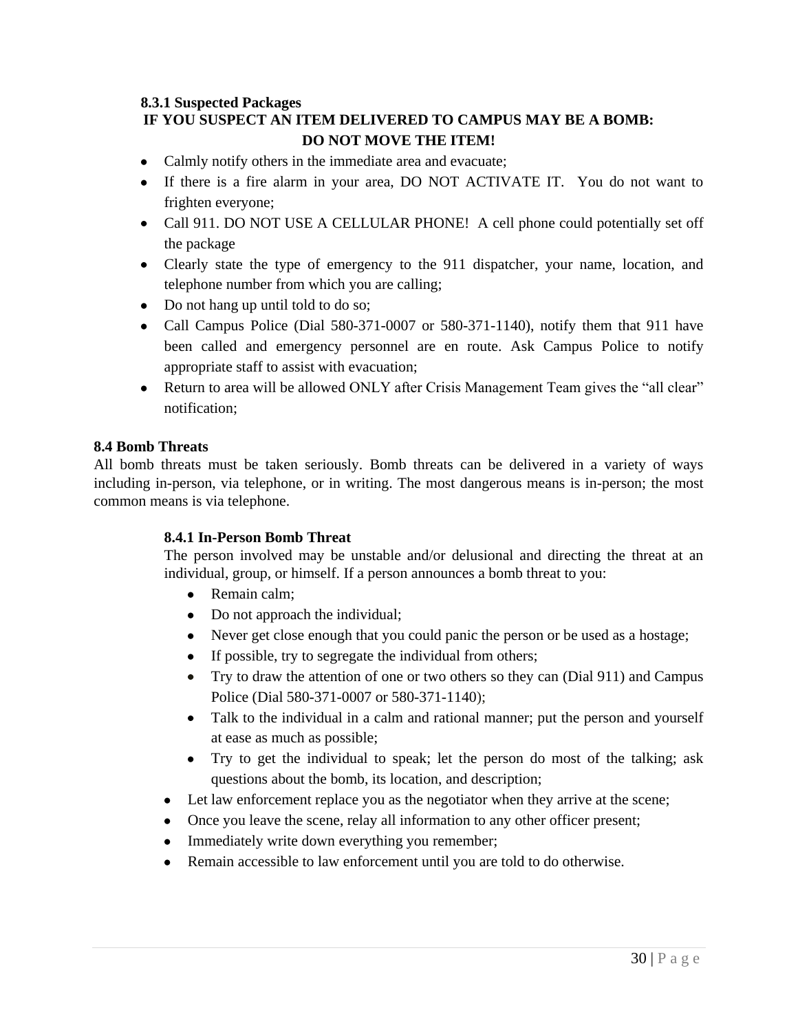### 8.3.1 Suspected Packages

**IF YOU SUSPECT AN ITEM DELIVERED TO CAMPUS MAY BE A BOMB:**

**DO NOT MOVE THE ITEM!**

- Calmly notify others in the immediate area and evacuate;
- If there is a fire alarm in your area, DO NOT ACTIVATE IT. You do not want to frighten everyone;
- Call 911. DO NOT USE A CELLULAR PHONE! A cell phone could potentially set off the package
- Clearly state the type of emergency to the 911 dispatcher, your name, location, and telephone number from which you are calling;
- Do not hang up until told to do so;
- Call Campus Police (Dial 580-371-0007 or 580-371-1140), notify them that 911 have been called and emergency personnel are en route. Ask Campus Police to notify appropriate staff to assist with evacuation;
- Return to area will be allowed ONLY after Crisis Management Team gives the "all clear" notification;

## 8.4 Bomb Threats

All bomb threats must be taken seriously. Bomb threats can be delivered in a variety of ways including in-person, via telephone, or in writing. The most dangerous means is in-person; the most common means is via telephone.

### 8.4.1 In-Person Bomb Threat

The person involved may be unstable and/or delusional and directing the threat at an individual, group, or himself. If a person announces a bomb threat to you:

- Remain calm;
- Do not approach the individual;
- Never get close enough that you could panic the person or be used as a hostage;
- If possible, try to segregate the individual from others;
- Try to draw the attention of one or two others so they can (Dial 911) and Campus Police (Dial 580-371-0007 or 580-371-1140);
- Talk to the individual in a calm and rational manner; put the person and yourself at ease as much as possible;
- Try to get the individual to speak; let the person do most of the talking; ask questions about the bomb, its location, and description;
- Let law enforcement replace you as the negotiator when they arrive at the scene;
- Once you leave the scene, relay all information to any other officer present;
- Immediately write down everything you remember;
- Remain accessible to law enforcement until you are told to do otherwise.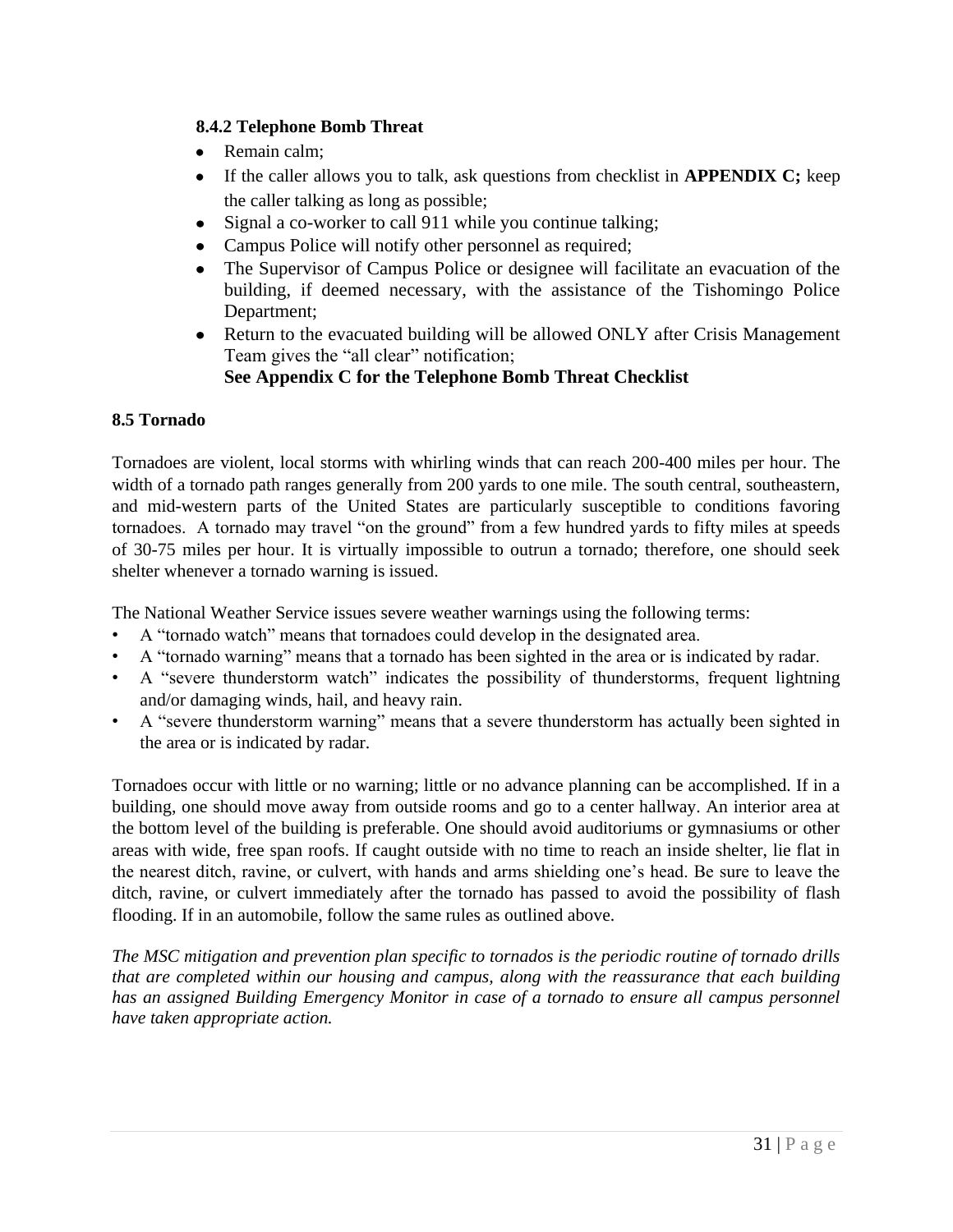### 8.4.2 Telephone Bomb Threat

- Remain calm;
- If the caller allows you to talk, ask questions from checklist in **APPENDIX C;** keep the caller talking as long as possible;
- Signal a co-worker to call 911 while you continue talking;
- Campus Police will notify other personnel as required;
- The Supervisor of Campus Police or designee will facilitate an evacuation of the building, if deemed necessary, with the assistance of the Tishomingo Police Department;
- Return to the evacuated building will be allowed ONLY after Crisis Management Team gives the "all clear" notification;
  **See Appendix C for the Telephone Bomb Threat Checklist**

## 8.5 Tornado

Tornadoes are violent, local storms with whirling winds that can reach 200-400 miles per hour. The width of a tornado path ranges generally from 200 yards to one mile. The south central, southeastern, and mid-western parts of the United States are particularly susceptible to conditions favoring tornadoes. A tornado may travel "on the ground" from a few hundred yards to fifty miles at speeds of 30-75 miles per hour. It is virtually impossible to outrun a tornado; therefore, one should seek shelter whenever a tornado warning is issued.

The National Weather Service issues severe weather warnings using the following terms:

- A "tornado watch" means that tornadoes could develop in the designated area.
- A "tornado warning" means that a tornado has been sighted in the area or is indicated by radar.
- A "severe thunderstorm watch" indicates the possibility of thunderstorms, frequent lightning and/or damaging winds, hail, and heavy rain.
- A "severe thunderstorm warning" means that a severe thunderstorm has actually been sighted in the area or is indicated by radar.

Tornadoes occur with little or no warning; little or no advance planning can be accomplished. If in a building, one should move away from outside rooms and go to a center hallway. An interior area at the bottom level of the building is preferable. One should avoid auditoriums or gymnasiums or other areas with wide, free span roofs. If caught outside with no time to reach an inside shelter, lie flat in the nearest ditch, ravine, or culvert, with hands and arms shielding one's head. Be sure to leave the ditch, ravine, or culvert immediately after the tornado has passed to avoid the possibility of flash flooding. If in an automobile, follow the same rules as outlined above.

*The MSC mitigation and prevention plan specific to tornados is the periodic routine of tornado drills that are completed within our housing and campus, along with the reassurance that each building has an assigned Building Emergency Monitor in case of a tornado to ensure all campus personnel have taken appropriate action.*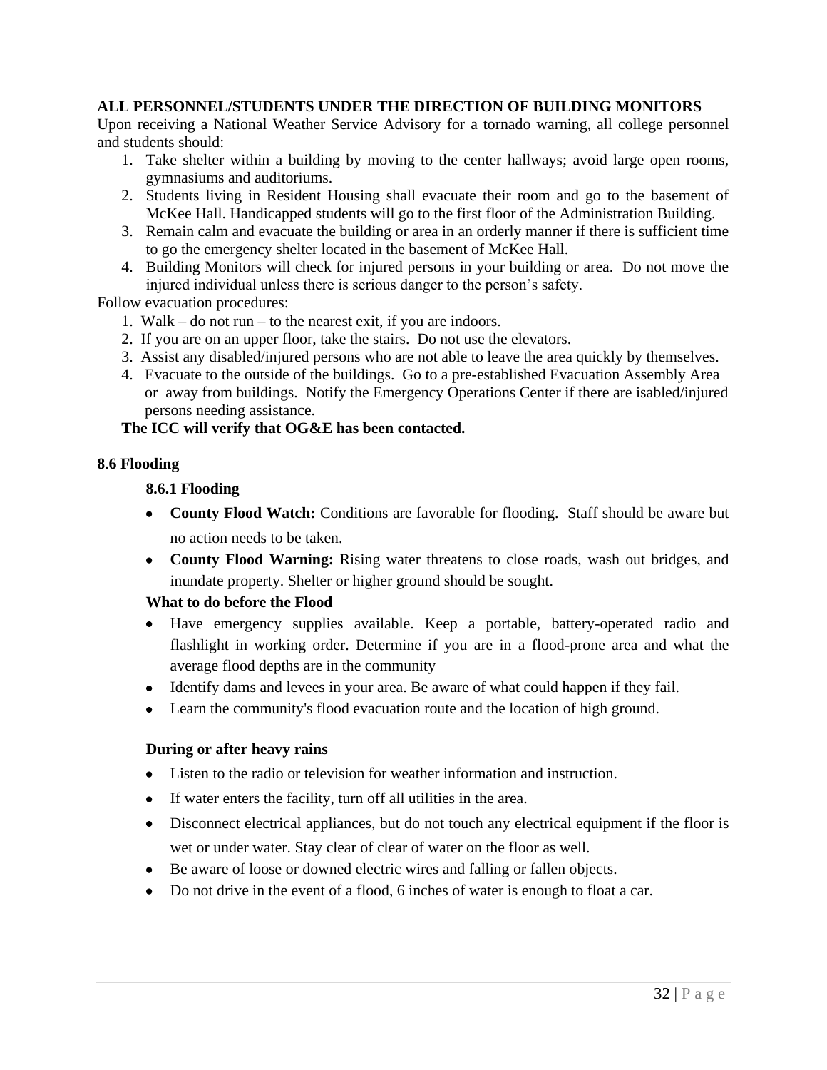**ALL PERSONNEL/STUDENTS UNDER THE DIRECTION OF BUILDING MONITORS**

Upon receiving a National Weather Service Advisory for a tornado warning, all college personnel and students should:

1. Take shelter within a building by moving to the center hallways; avoid large open rooms, gymnasiums and auditoriums.
2. Students living in Resident Housing shall evacuate their room and go to the basement of McKee Hall. Handicapped students will go to the first floor of the Administration Building.
3. Remain calm and evacuate the building or area in an orderly manner if there is sufficient time to go the emergency shelter located in the basement of McKee Hall.
4. Building Monitors will check for injured persons in your building or area. Do not move the injured individual unless there is serious danger to the person's safety.

Follow evacuation procedures:

1. Walk – do not run – to the nearest exit, if you are indoors.
2. If you are on an upper floor, take the stairs. Do not use the elevators.
3. Assist any disabled/injured persons who are not able to leave the area quickly by themselves.
4. Evacuate to the outside of the buildings. Go to a pre-established Evacuation Assembly Area or away from buildings. Notify the Emergency Operations Center if there are isabled/injured persons needing assistance.

**The ICC will verify that OG&E has been contacted.**

### 8.6 Flooding

#### 8.6.1 Flooding

- **County Flood Watch:** Conditions are favorable for flooding. Staff should be aware but no action needs to be taken.
- **County Flood Warning:** Rising water threatens to close roads, wash out bridges, and inundate property. Shelter or higher ground should be sought.

**What to do before the Flood**

- Have emergency supplies available. Keep a portable, battery-operated radio and flashlight in working order. Determine if you are in a flood-prone area and what the average flood depths are in the community
- Identify dams and levees in your area. Be aware of what could happen if they fail.
- Learn the community's flood evacuation route and the location of high ground.

**During or after heavy rains**

- Listen to the radio or television for weather information and instruction.
- If water enters the facility, turn off all utilities in the area.
- Disconnect electrical appliances, but do not touch any electrical equipment if the floor is wet or under water. Stay clear of clear of water on the floor as well.
- Be aware of loose or downed electric wires and falling or fallen objects.
- Do not drive in the event of a flood, 6 inches of water is enough to float a car.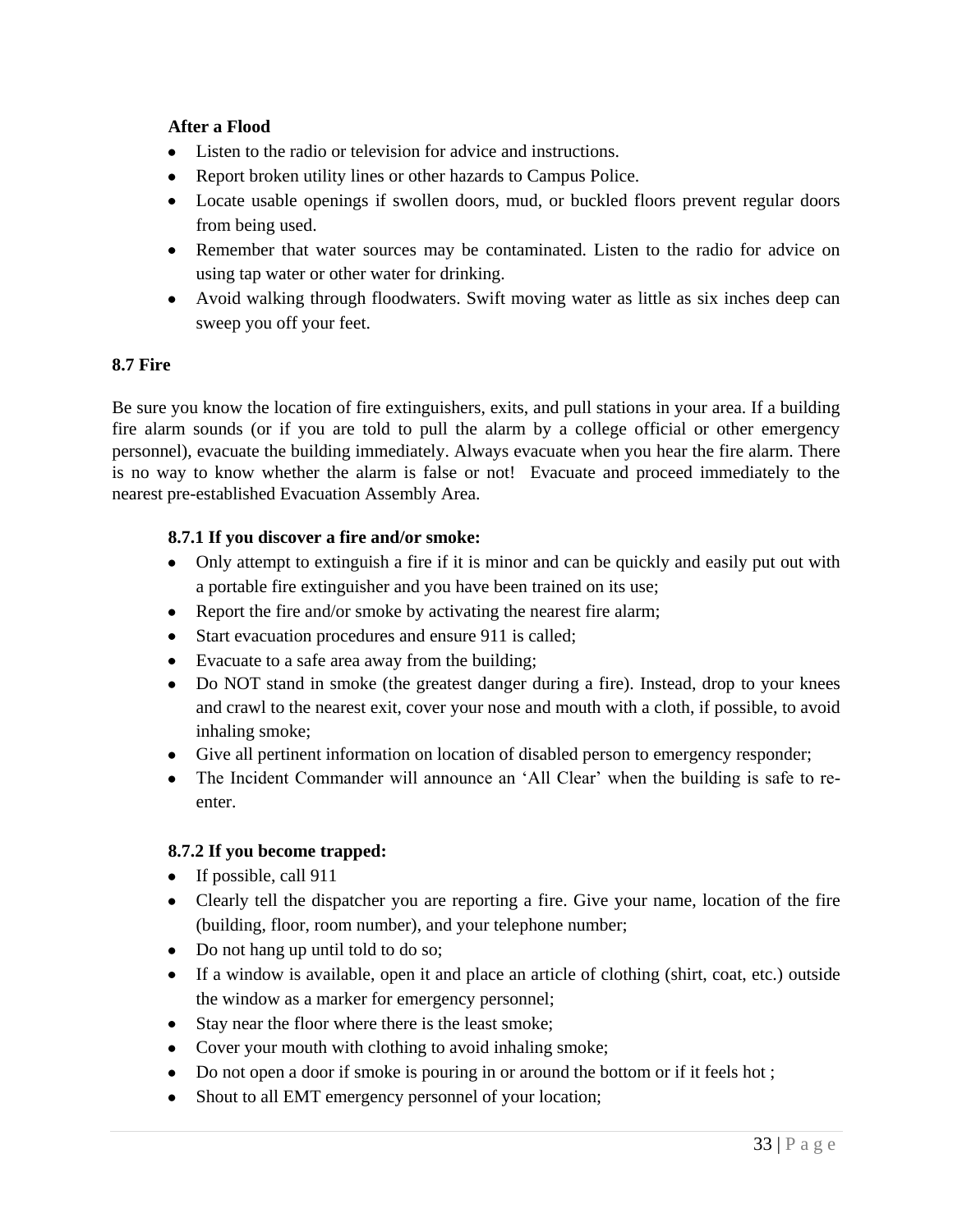**After a Flood**

- Listen to the radio or television for advice and instructions.
- Report broken utility lines or other hazards to Campus Police.
- Locate usable openings if swollen doors, mud, or buckled floors prevent regular doors from being used.
- Remember that water sources may be contaminated. Listen to the radio for advice on using tap water or other water for drinking.
- Avoid walking through floodwaters. Swift moving water as little as six inches deep can sweep you off your feet.

## 8.7 Fire

Be sure you know the location of fire extinguishers, exits, and pull stations in your area. If a building fire alarm sounds (or if you are told to pull the alarm by a college official or other emergency personnel), evacuate the building immediately. Always evacuate when you hear the fire alarm. There is no way to know whether the alarm is false or not! Evacuate and proceed immediately to the nearest pre-established Evacuation Assembly Area.

### 8.7.1 If you discover a fire and/or smoke:

- Only attempt to extinguish a fire if it is minor and can be quickly and easily put out with a portable fire extinguisher and you have been trained on its use;
- Report the fire and/or smoke by activating the nearest fire alarm;
- Start evacuation procedures and ensure 911 is called;
- Evacuate to a safe area away from the building;
- Do NOT stand in smoke (the greatest danger during a fire). Instead, drop to your knees and crawl to the nearest exit, cover your nose and mouth with a cloth, if possible, to avoid inhaling smoke;
- Give all pertinent information on location of disabled person to emergency responder;
- The Incident Commander will announce an 'All Clear' when the building is safe to re-enter.

### 8.7.2 If you become trapped:

- If possible, call 911
- Clearly tell the dispatcher you are reporting a fire. Give your name, location of the fire (building, floor, room number), and your telephone number;
- Do not hang up until told to do so;
- If a window is available, open it and place an article of clothing (shirt, coat, etc.) outside the window as a marker for emergency personnel;
- Stay near the floor where there is the least smoke;
- Cover your mouth with clothing to avoid inhaling smoke;
- Do not open a door if smoke is pouring in or around the bottom or if it feels hot ;
- Shout to all EMT emergency personnel of your location;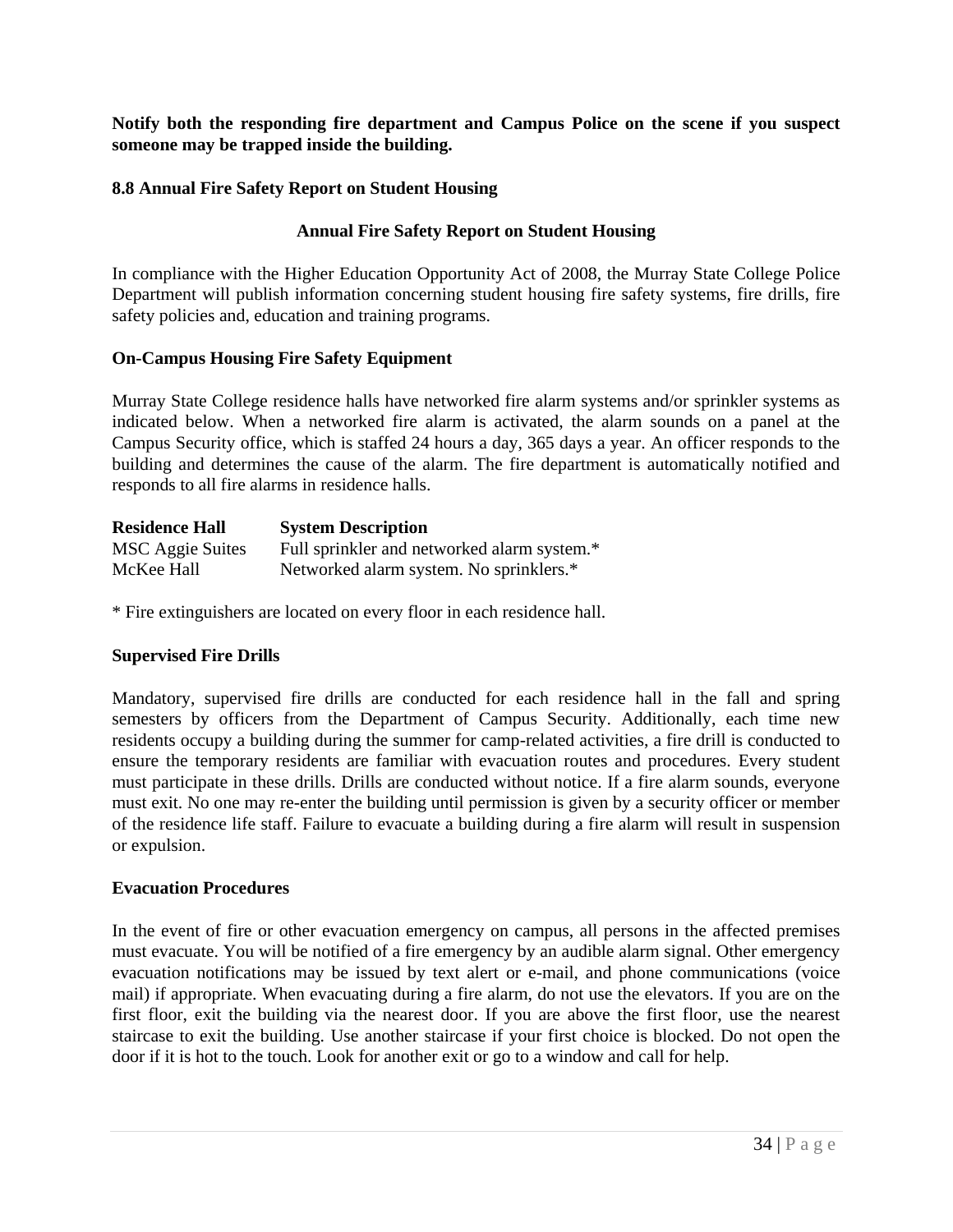**Notify both the responding fire department and Campus Police on the scene if you suspect someone may be trapped inside the building.**

### 8.8 Annual Fire Safety Report on Student Housing

**Annual Fire Safety Report on Student Housing**

In compliance with the Higher Education Opportunity Act of 2008, the Murray State College Police Department will publish information concerning student housing fire safety systems, fire drills, fire safety policies and, education and training programs.

**On-Campus Housing Fire Safety Equipment**

Murray State College residence halls have networked fire alarm systems and/or sprinkler systems as indicated below. When a networked fire alarm is activated, the alarm sounds on a panel at the Campus Security office, which is staffed 24 hours a day, 365 days a year. An officer responds to the building and determines the cause of the alarm. The fire department is automatically notified and responds to all fire alarms in residence halls.

| Residence Hall | System Description |
| --- | --- |
| MSC Aggie Suites | Full sprinkler and networked alarm system.* |
| McKee Hall | Networked alarm system. No sprinklers.* |

* Fire extinguishers are located on every floor in each residence hall.

**Supervised Fire Drills**

Mandatory, supervised fire drills are conducted for each residence hall in the fall and spring semesters by officers from the Department of Campus Security. Additionally, each time new residents occupy a building during the summer for camp-related activities, a fire drill is conducted to ensure the temporary residents are familiar with evacuation routes and procedures. Every student must participate in these drills. Drills are conducted without notice. If a fire alarm sounds, everyone must exit. No one may re-enter the building until permission is given by a security officer or member of the residence life staff. Failure to evacuate a building during a fire alarm will result in suspension or expulsion.

**Evacuation Procedures**

In the event of fire or other evacuation emergency on campus, all persons in the affected premises must evacuate. You will be notified of a fire emergency by an audible alarm signal. Other emergency evacuation notifications may be issued by text alert or e-mail, and phone communications (voice mail) if appropriate. When evacuating during a fire alarm, do not use the elevators. If you are on the first floor, exit the building via the nearest door. If you are above the first floor, use the nearest staircase to exit the building. Use another staircase if your first choice is blocked. Do not open the door if it is hot to the touch. Look for another exit or go to a window and call for help.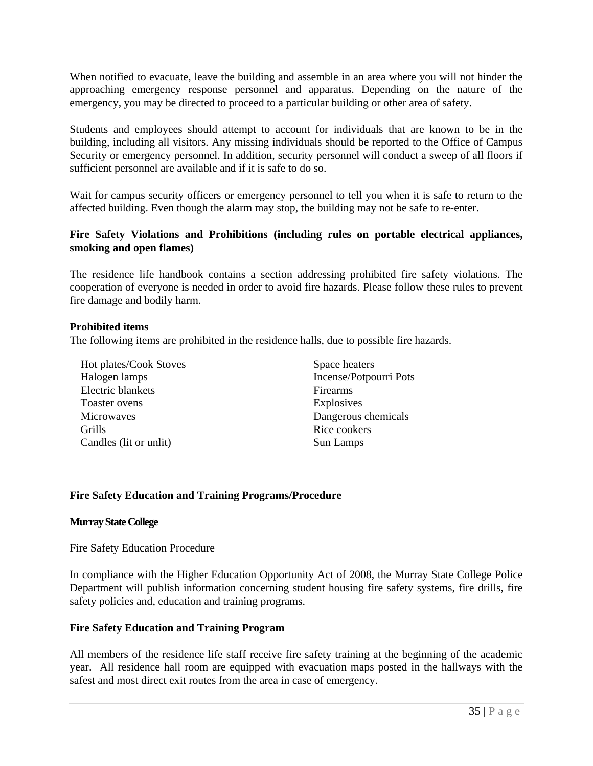When notified to evacuate, leave the building and assemble in an area where you will not hinder the approaching emergency response personnel and apparatus. Depending on the nature of the emergency, you may be directed to proceed to a particular building or other area of safety.

Students and employees should attempt to account for individuals that are known to be in the building, including all visitors. Any missing individuals should be reported to the Office of Campus Security or emergency personnel. In addition, security personnel will conduct a sweep of all floors if sufficient personnel are available and if it is safe to do so.

Wait for campus security officers or emergency personnel to tell you when it is safe to return to the affected building. Even though the alarm may stop, the building may not be safe to re-enter.

**Fire Safety Violations and Prohibitions (including rules on portable electrical appliances, smoking and open flames)**

The residence life handbook contains a section addressing prohibited fire safety violations. The cooperation of everyone is needed in order to avoid fire hazards. Please follow these rules to prevent fire damage and bodily harm.

**Prohibited items**

The following items are prohibited in the residence halls, due to possible fire hazards.

- Hot plates/Cook Stoves
- Halogen lamps
- Electric blankets
- Toaster ovens
- Microwaves
- Grills
- Candles (lit or unlit)
- Space heaters
- Incense/Potpourri Pots
- Firearms
- Explosives
- Dangerous chemicals
- Rice cookers
- Sun Lamps

**Fire Safety Education and Training Programs/Procedure**

**Murray State College**

Fire Safety Education Procedure

In compliance with the Higher Education Opportunity Act of 2008, the Murray State College Police Department will publish information concerning student housing fire safety systems, fire drills, fire safety policies and, education and training programs.

**Fire Safety Education and Training Program**

All members of the residence life staff receive fire safety training at the beginning of the academic year. All residence hall room are equipped with evacuation maps posted in the hallways with the safest and most direct exit routes from the area in case of emergency.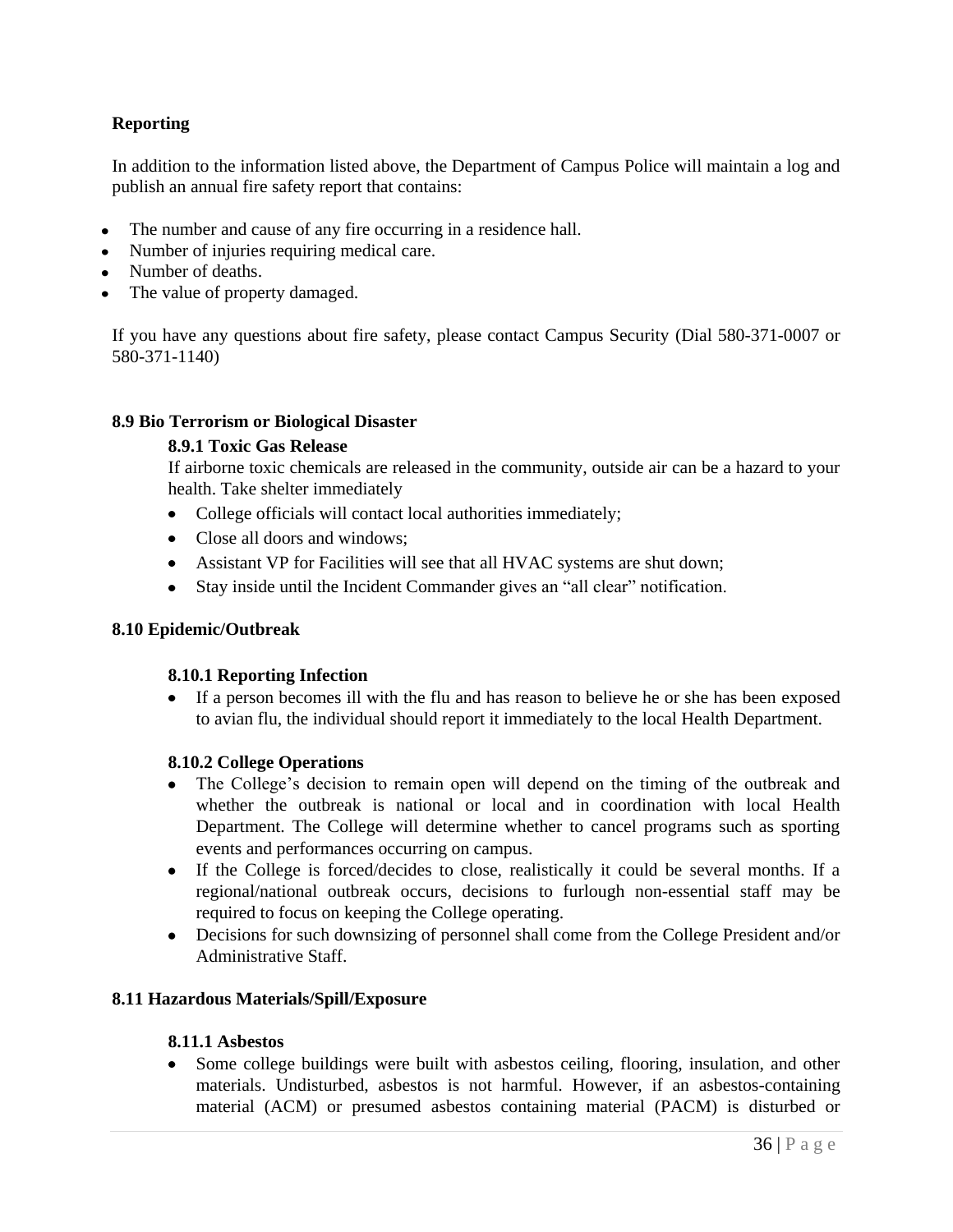**Reporting**

In addition to the information listed above, the Department of Campus Police will maintain a log and publish an annual fire safety report that contains:

- The number and cause of any fire occurring in a residence hall.
- Number of injuries requiring medical care.
- Number of deaths.
- The value of property damaged.

If you have any questions about fire safety, please contact Campus Security (Dial 580-371-0007 or 580-371-1140)

## 8.9 Bio Terrorism or Biological Disaster

### 8.9.1 Toxic Gas Release

If airborne toxic chemicals are released in the community, outside air can be a hazard to your health. Take shelter immediately

- College officials will contact local authorities immediately;
- Close all doors and windows;
- Assistant VP for Facilities will see that all HVAC systems are shut down;
- Stay inside until the Incident Commander gives an "all clear" notification.

## 8.10 Epidemic/Outbreak

### 8.10.1 Reporting Infection

- If a person becomes ill with the flu and has reason to believe he or she has been exposed to avian flu, the individual should report it immediately to the local Health Department.

### 8.10.2 College Operations

- The College's decision to remain open will depend on the timing of the outbreak and whether the outbreak is national or local and in coordination with local Health Department. The College will determine whether to cancel programs such as sporting events and performances occurring on campus.
- If the College is forced/decides to close, realistically it could be several months. If a regional/national outbreak occurs, decisions to furlough non-essential staff may be required to focus on keeping the College operating.
- Decisions for such downsizing of personnel shall come from the College President and/or Administrative Staff.

## 8.11 Hazardous Materials/Spill/Exposure

### 8.11.1 Asbestos

- Some college buildings were built with asbestos ceiling, flooring, insulation, and other materials. Undisturbed, asbestos is not harmful. However, if an asbestos-containing material (ACM) or presumed asbestos containing material (PACM) is disturbed or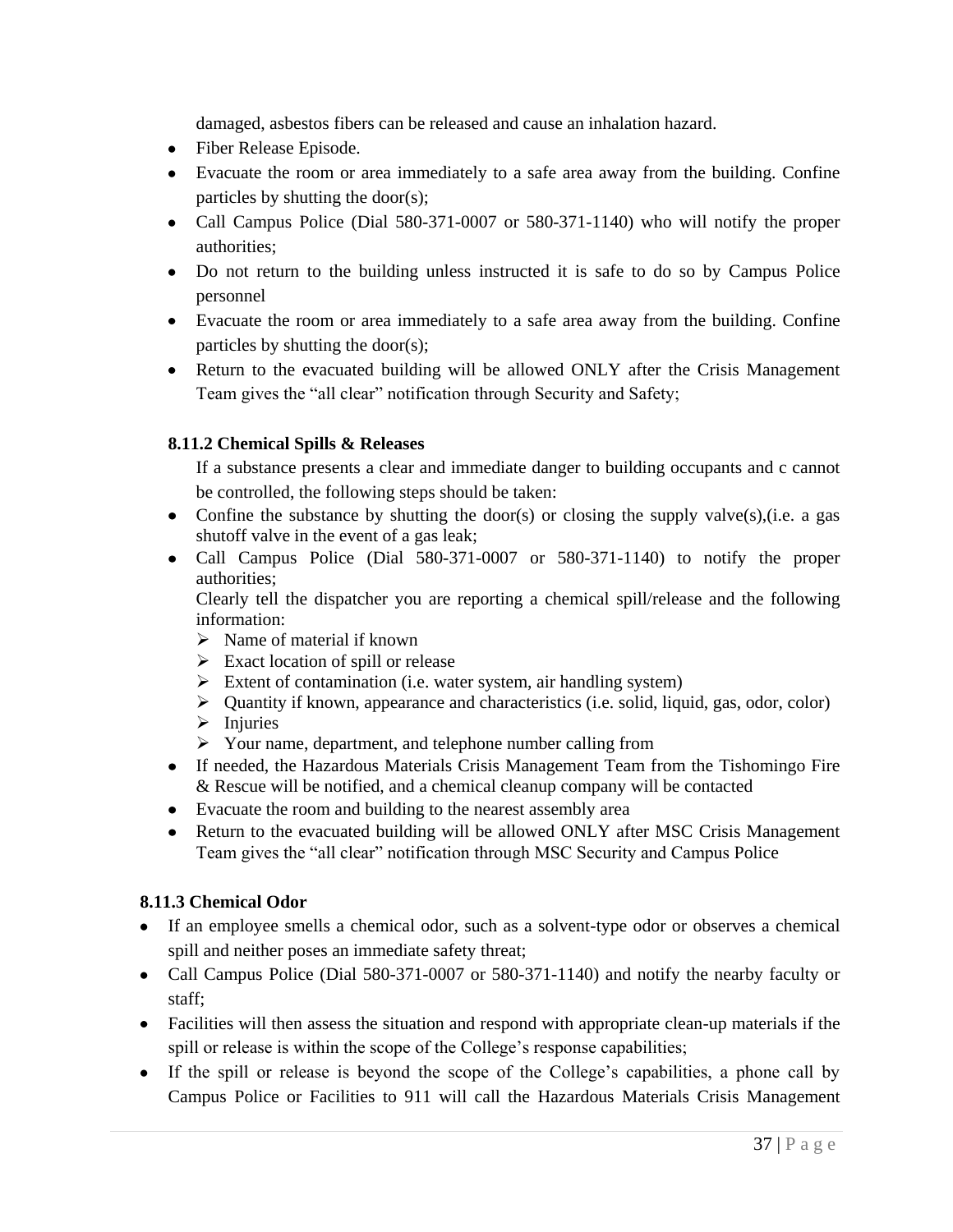damaged, asbestos fibers can be released and cause an inhalation hazard.

- Fiber Release Episode.
- Evacuate the room or area immediately to a safe area away from the building. Confine particles by shutting the door(s);
- Call Campus Police (Dial 580-371-0007 or 580-371-1140) who will notify the proper authorities;
- Do not return to the building unless instructed it is safe to do so by Campus Police personnel
- Evacuate the room or area immediately to a safe area away from the building. Confine particles by shutting the door(s);
- Return to the evacuated building will be allowed ONLY after the Crisis Management Team gives the "all clear" notification through Security and Safety;

### 8.11.2 Chemical Spills & Releases

If a substance presents a clear and immediate danger to building occupants and c cannot be controlled, the following steps should be taken:

- Confine the substance by shutting the door(s) or closing the supply valve(s),(i.e. a gas shutoff valve in the event of a gas leak;
- Call Campus Police (Dial 580-371-0007 or 580-371-1140) to notify the proper authorities;
  Clearly tell the dispatcher you are reporting a chemical spill/release and the following information:
  - Name of material if known
  - Exact location of spill or release
  - Extent of contamination (i.e. water system, air handling system)
  - Quantity if known, appearance and characteristics (i.e. solid, liquid, gas, odor, color)
  - Injuries
  - Your name, department, and telephone number calling from
- If needed, the Hazardous Materials Crisis Management Team from the Tishomingo Fire & Rescue will be notified, and a chemical cleanup company will be contacted
- Evacuate the room and building to the nearest assembly area
- Return to the evacuated building will be allowed ONLY after MSC Crisis Management Team gives the "all clear" notification through MSC Security and Campus Police

### 8.11.3 Chemical Odor

- If an employee smells a chemical odor, such as a solvent-type odor or observes a chemical spill and neither poses an immediate safety threat;
- Call Campus Police (Dial 580-371-0007 or 580-371-1140) and notify the nearby faculty or staff;
- Facilities will then assess the situation and respond with appropriate clean-up materials if the spill or release is within the scope of the College's response capabilities;
- If the spill or release is beyond the scope of the College's capabilities, a phone call by Campus Police or Facilities to 911 will call the Hazardous Materials Crisis Management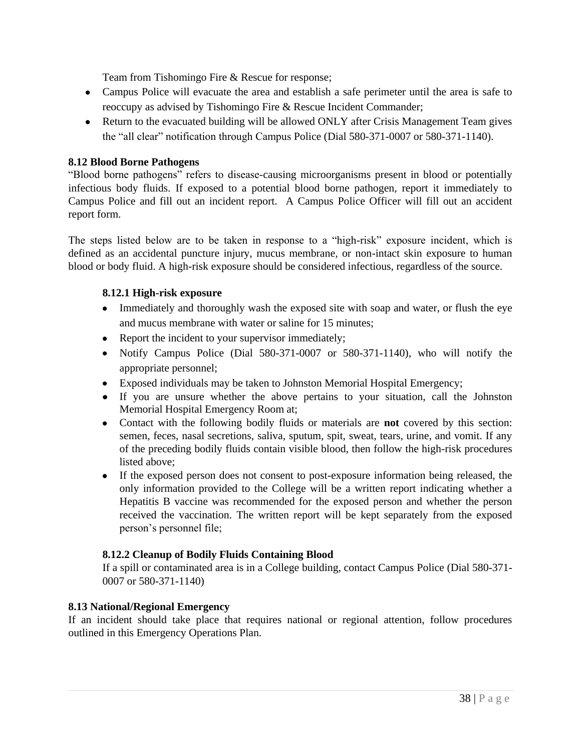Team from Tishomingo Fire & Rescue for response;

- Campus Police will evacuate the area and establish a safe perimeter until the area is safe to reoccupy as advised by Tishomingo Fire & Rescue Incident Commander;
- Return to the evacuated building will be allowed ONLY after Crisis Management Team gives the "all clear" notification through Campus Police (Dial 580-371-0007 or 580-371-1140).

**8.12 Blood Borne Pathogens**

"Blood borne pathogens" refers to disease-causing microorganisms present in blood or potentially infectious body fluids. If exposed to a potential blood borne pathogen, report it immediately to Campus Police and fill out an incident report. A Campus Police Officer will fill out an accident report form.

The steps listed below are to be taken in response to a "high-risk" exposure incident, which is defined as an accidental puncture injury, mucus membrane, or non-intact skin exposure to human blood or body fluid. A high-risk exposure should be considered infectious, regardless of the source.

**8.12.1 High-risk exposure**

- Immediately and thoroughly wash the exposed site with soap and water, or flush the eye and mucus membrane with water or saline for 15 minutes;
- Report the incident to your supervisor immediately;
- Notify Campus Police (Dial 580-371-0007 or 580-371-1140), who will notify the appropriate personnel;
- Exposed individuals may be taken to Johnston Memorial Hospital Emergency;
- If you are unsure whether the above pertains to your situation, call the Johnston Memorial Hospital Emergency Room at;
- Contact with the following bodily fluids or materials are **not** covered by this section: semen, feces, nasal secretions, saliva, sputum, spit, sweat, tears, urine, and vomit. If any of the preceding bodily fluids contain visible blood, then follow the high-risk procedures listed above;
- If the exposed person does not consent to post-exposure information being released, the only information provided to the College will be a written report indicating whether a Hepatitis B vaccine was recommended for the exposed person and whether the person received the vaccination. The written report will be kept separately from the exposed person's personnel file;

**8.12.2 Cleanup of Bodily Fluids Containing Blood**

If a spill or contaminated area is in a College building, contact Campus Police (Dial 580-371-0007 or 580-371-1140)

**8.13 National/Regional Emergency**

If an incident should take place that requires national or regional attention, follow procedures outlined in this Emergency Operations Plan.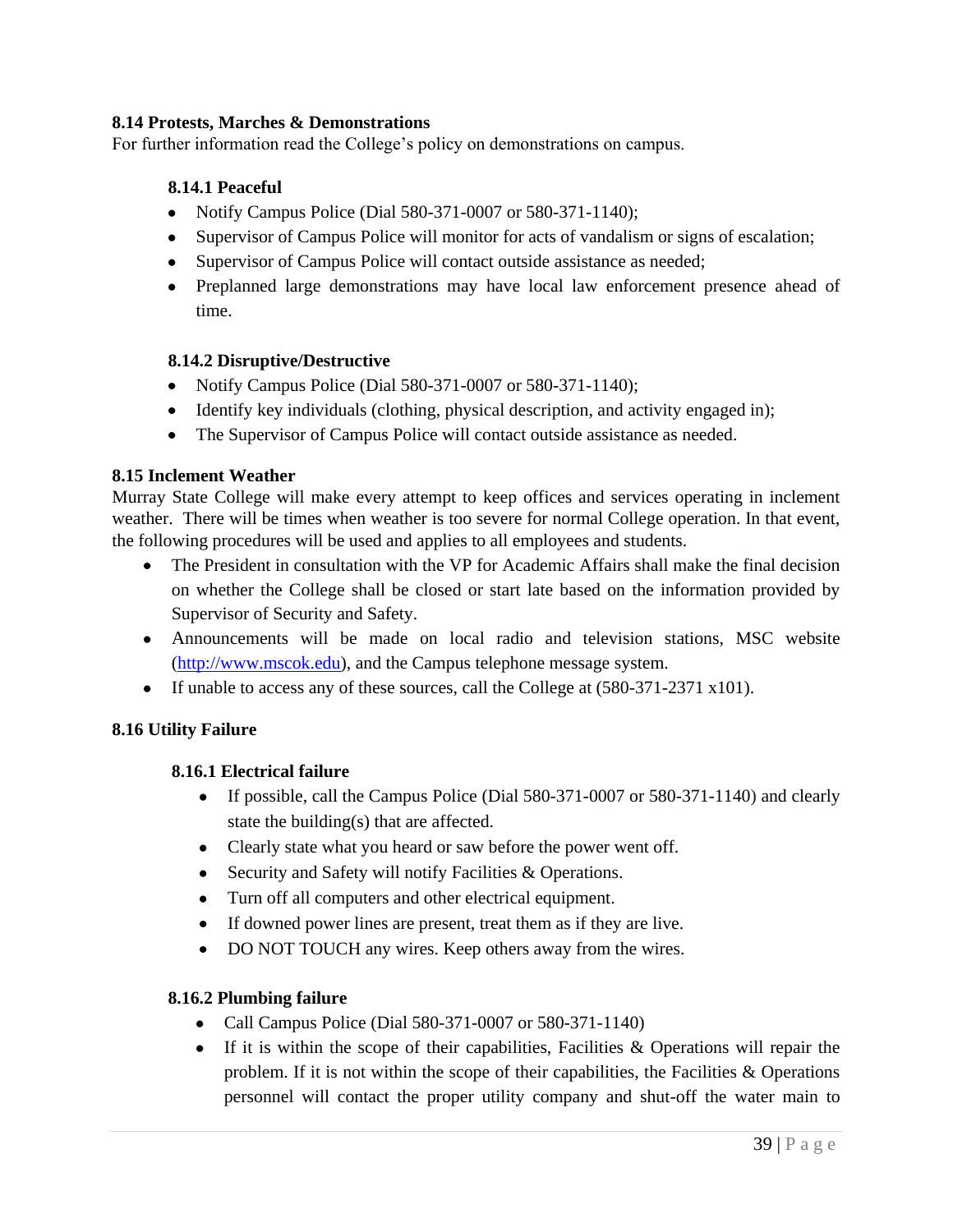## 8.14 Protests, Marches & Demonstrations

For further information read the College's policy on demonstrations on campus.

### 8.14.1 Peaceful

- Notify Campus Police (Dial 580-371-0007 or 580-371-1140);
- Supervisor of Campus Police will monitor for acts of vandalism or signs of escalation;
- Supervisor of Campus Police will contact outside assistance as needed;
- Preplanned large demonstrations may have local law enforcement presence ahead of time.

### 8.14.2 Disruptive/Destructive

- Notify Campus Police (Dial 580-371-0007 or 580-371-1140);
- Identify key individuals (clothing, physical description, and activity engaged in);
- The Supervisor of Campus Police will contact outside assistance as needed.

## 8.15 Inclement Weather

Murray State College will make every attempt to keep offices and services operating in inclement weather. There will be times when weather is too severe for normal College operation. In that event, the following procedures will be used and applies to all employees and students.

- The President in consultation with the VP for Academic Affairs shall make the final decision on whether the College shall be closed or start late based on the information provided by Supervisor of Security and Safety.
- Announcements will be made on local radio and television stations, MSC website (http://www.mscok.edu), and the Campus telephone message system.
- If unable to access any of these sources, call the College at (580-371-2371 x101).

## 8.16 Utility Failure

### 8.16.1 Electrical failure

- If possible, call the Campus Police (Dial 580-371-0007 or 580-371-1140) and clearly state the building(s) that are affected.
- Clearly state what you heard or saw before the power went off.
- Security and Safety will notify Facilities & Operations.
- Turn off all computers and other electrical equipment.
- If downed power lines are present, treat them as if they are live.
- DO NOT TOUCH any wires. Keep others away from the wires.

### 8.16.2 Plumbing failure

- Call Campus Police (Dial 580-371-0007 or 580-371-1140)
- If it is within the scope of their capabilities, Facilities & Operations will repair the problem. If it is not within the scope of their capabilities, the Facilities & Operations personnel will contact the proper utility company and shut-off the water main to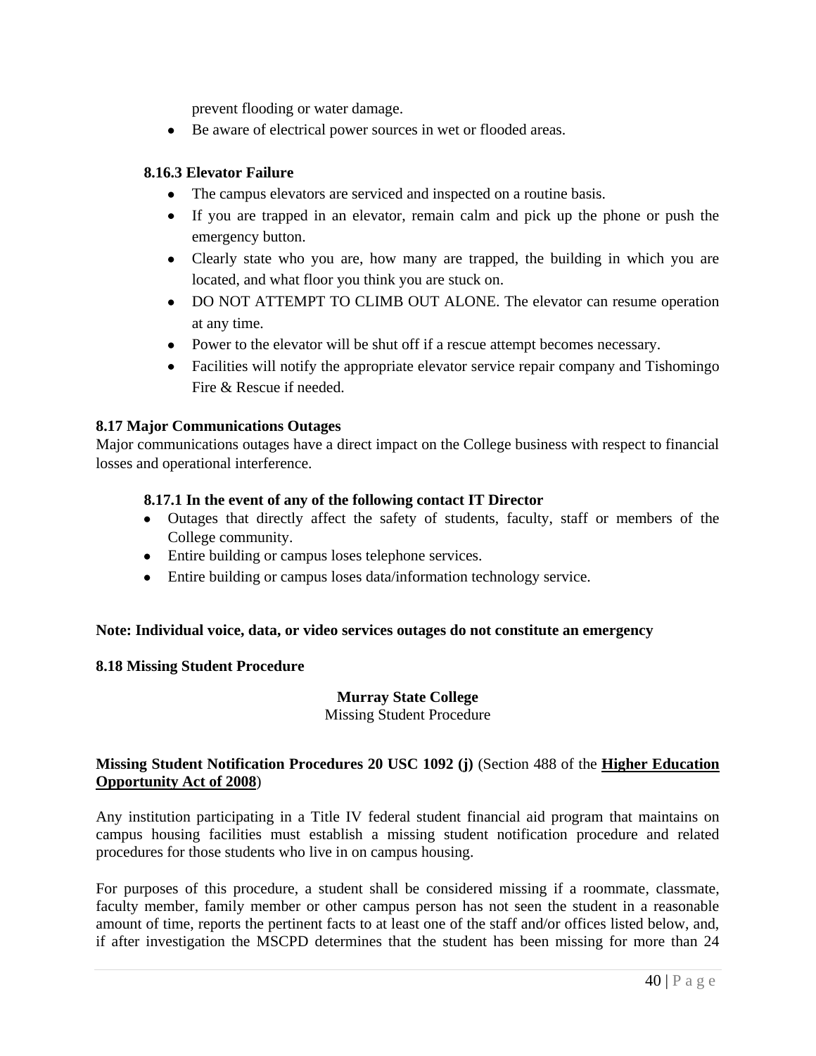prevent flooding or water damage.
- Be aware of electrical power sources in wet or flooded areas.

### 8.16.3 Elevator Failure

- The campus elevators are serviced and inspected on a routine basis.
- If you are trapped in an elevator, remain calm and pick up the phone or push the emergency button.
- Clearly state who you are, how many are trapped, the building in which you are located, and what floor you think you are stuck on.
- DO NOT ATTEMPT TO CLIMB OUT ALONE. The elevator can resume operation at any time.
- Power to the elevator will be shut off if a rescue attempt becomes necessary.
- Facilities will notify the appropriate elevator service repair company and Tishomingo Fire & Rescue if needed.

## 8.17 Major Communications Outages

Major communications outages have a direct impact on the College business with respect to financial losses and operational interference.

### 8.17.1 In the event of any of the following contact IT Director

- Outages that directly affect the safety of students, faculty, staff or members of the College community.
- Entire building or campus loses telephone services.
- Entire building or campus loses data/information technology service.

**Note: Individual voice, data, or video services outages do not constitute an emergency**

## 8.18 Missing Student Procedure

**Murray State College**
Missing Student Procedure

**Missing Student Notification Procedures 20 USC 1092 (j)** (Section 488 of the **Higher Education Opportunity Act of 2008**)

Any institution participating in a Title IV federal student financial aid program that maintains on campus housing facilities must establish a missing student notification procedure and related procedures for those students who live in on campus housing.

For purposes of this procedure, a student shall be considered missing if a roommate, classmate, faculty member, family member or other campus person has not seen the student in a reasonable amount of time, reports the pertinent facts to at least one of the staff and/or offices listed below, and, if after investigation the MSCPD determines that the student has been missing for more than 24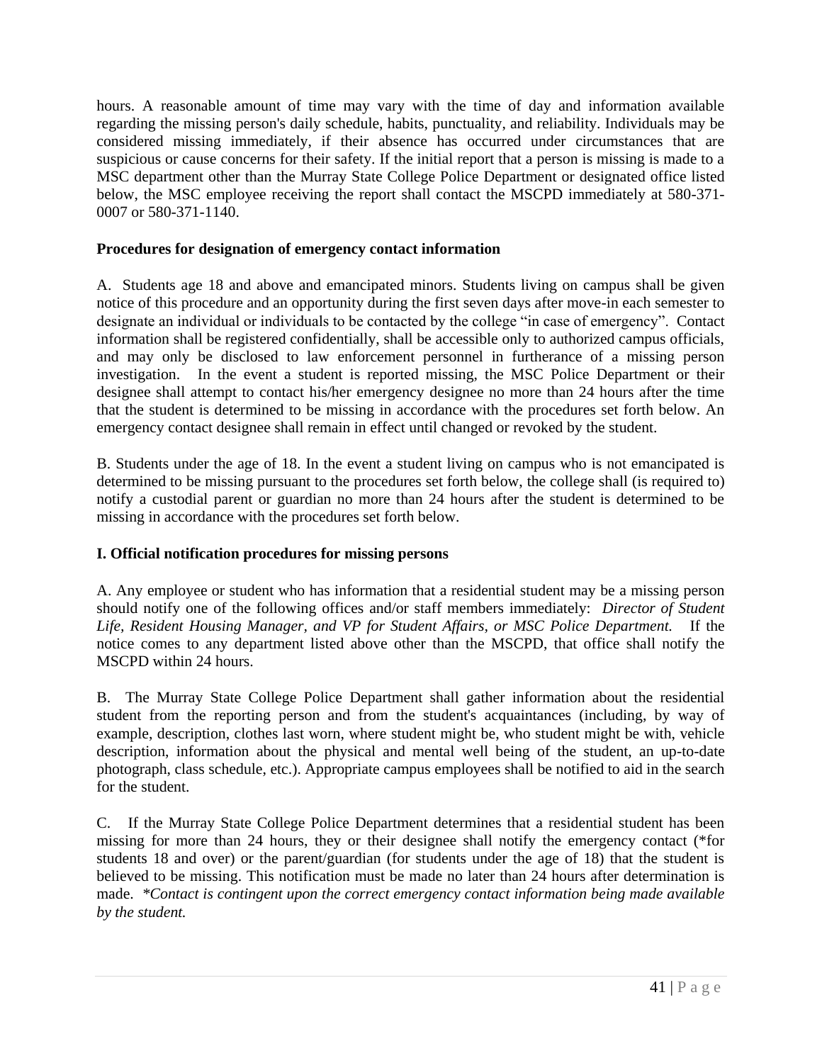hours. A reasonable amount of time may vary with the time of day and information available regarding the missing person's daily schedule, habits, punctuality, and reliability. Individuals may be considered missing immediately, if their absence has occurred under circumstances that are suspicious or cause concerns for their safety. If the initial report that a person is missing is made to a MSC department other than the Murray State College Police Department or designated office listed below, the MSC employee receiving the report shall contact the MSCPD immediately at 580-371-0007 or 580-371-1140.

**Procedures for designation of emergency contact information**

A. Students age 18 and above and emancipated minors. Students living on campus shall be given notice of this procedure and an opportunity during the first seven days after move-in each semester to designate an individual or individuals to be contacted by the college "in case of emergency". Contact information shall be registered confidentially, shall be accessible only to authorized campus officials, and may only be disclosed to law enforcement personnel in furtherance of a missing person investigation. In the event a student is reported missing, the MSC Police Department or their designee shall attempt to contact his/her emergency designee no more than 24 hours after the time that the student is determined to be missing in accordance with the procedures set forth below. An emergency contact designee shall remain in effect until changed or revoked by the student.

B. Students under the age of 18. In the event a student living on campus who is not emancipated is determined to be missing pursuant to the procedures set forth below, the college shall (is required to) notify a custodial parent or guardian no more than 24 hours after the student is determined to be missing in accordance with the procedures set forth below.

**I. Official notification procedures for missing persons**

A. Any employee or student who has information that a residential student may be a missing person should notify one of the following offices and/or staff members immediately: *Director of Student Life, Resident Housing Manager, and VP for Student Affairs, or MSC Police Department.* If the notice comes to any department listed above other than the MSCPD, that office shall notify the MSCPD within 24 hours.

B. The Murray State College Police Department shall gather information about the residential student from the reporting person and from the student's acquaintances (including, by way of example, description, clothes last worn, where student might be, who student might be with, vehicle description, information about the physical and mental well being of the student, an up-to-date photograph, class schedule, etc.). Appropriate campus employees shall be notified to aid in the search for the student.

C. If the Murray State College Police Department determines that a residential student has been missing for more than 24 hours, they or their designee shall notify the emergency contact (*for students 18 and over) or the parent/guardian (for students under the age of 18) that the student is believed to be missing. This notification must be made no later than 24 hours after determination is made. *\*Contact is contingent upon the correct emergency contact information being made available by the student.*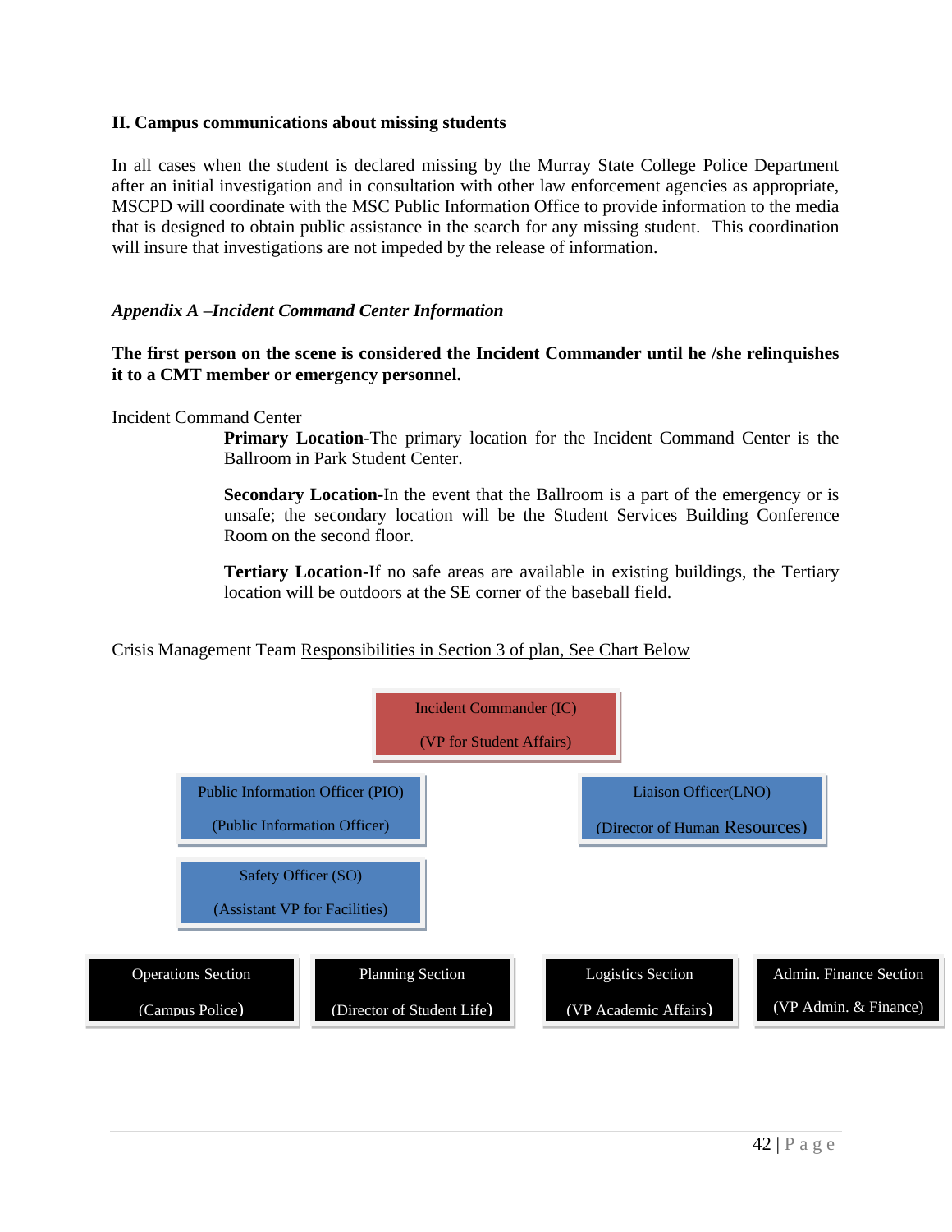**II. Campus communications about missing students**

In all cases when the student is declared missing by the Murray State College Police Department after an initial investigation and in consultation with other law enforcement agencies as appropriate, MSCPD will coordinate with the MSC Public Information Office to provide information to the media that is designed to obtain public assistance in the search for any missing student. This coordination will insure that investigations are not impeded by the release of information.

***Appendix A –Incident Command Center Information***

**The first person on the scene is considered the Incident Commander until he /she relinquishes it to a CMT member or emergency personnel.**

Incident Command Center

> **Primary Location**-The primary location for the Incident Command Center is the Ballroom in Park Student Center.
>
> **Secondary Location**-In the event that the Ballroom is a part of the emergency or is unsafe; the secondary location will be the Student Services Building Conference Room on the second floor.
>
> **Tertiary Location**-If no safe areas are available in existing buildings, the Tertiary location will be outdoors at the SE corner of the baseball field.

Crisis Management Team <u>Responsibilities in Section 3 of plan, See Chart Below</u>

Incident Commander (IC)
(VP for Student Affairs)

Public Information Officer (PIO)
(Public Information Officer)

Liaison Officer(LNO)
(Director of Human Resources)

Safety Officer (SO)
(Assistant VP for Facilities)

Operations Section
(Campus Police)

Planning Section
(Director of Student Life)

Logistics Section
(VP Academic Affairs)

Admin. Finance Section
(VP Admin. & Finance)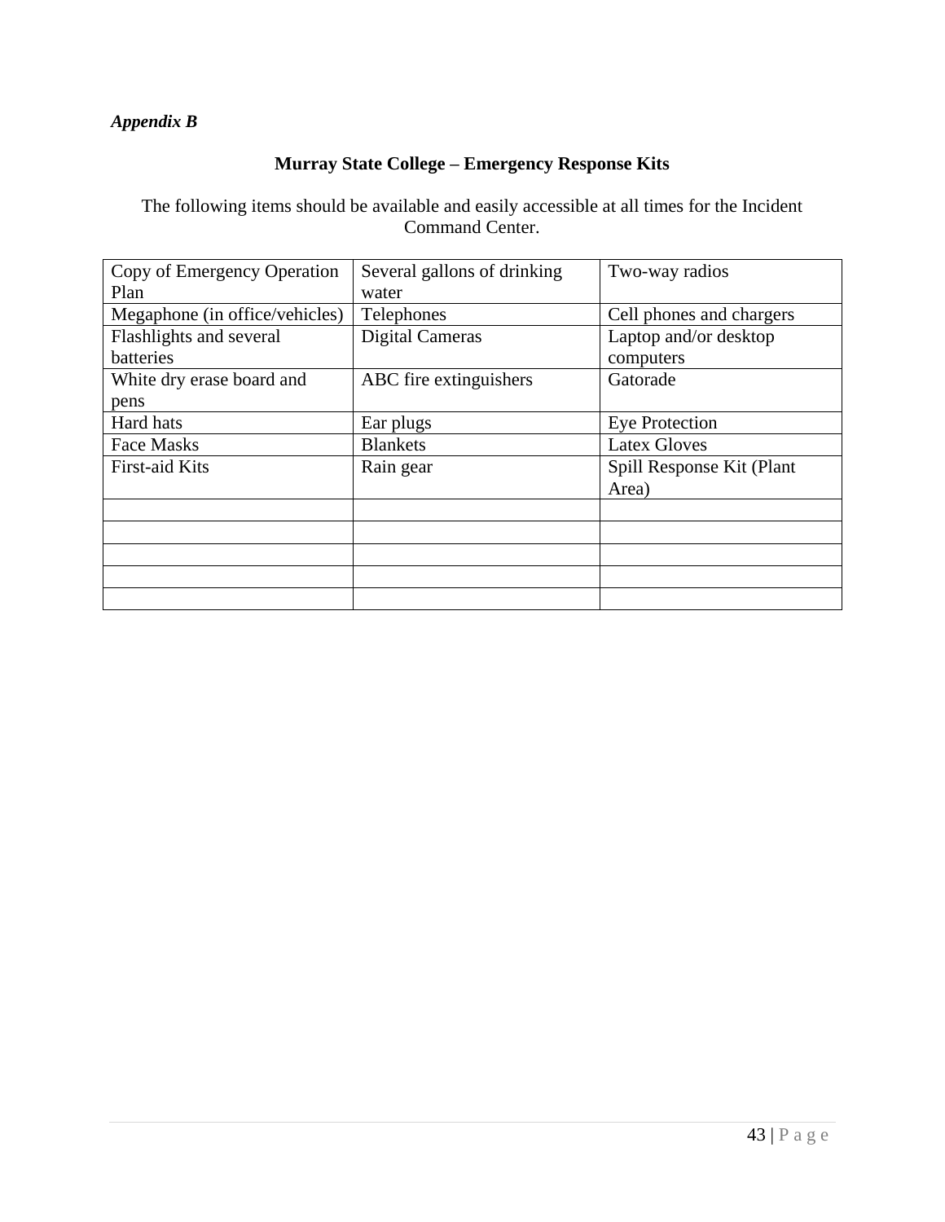*Appendix B*

## Murray State College – Emergency Response Kits

The following items should be available and easily accessible at all times for the Incident Command Center.

| Copy of Emergency Operation Plan | Several gallons of drinking water | Two-way radios |
|---|---|---|
| Megaphone (in office/vehicles) | Telephones | Cell phones and chargers |
| Flashlights and several batteries | Digital Cameras | Laptop and/or desktop computers |
| White dry erase board and pens | ABC fire extinguishers | Gatorade |
| Hard hats | Ear plugs | Eye Protection |
| Face Masks | Blankets | Latex Gloves |
| First-aid Kits | Rain gear | Spill Response Kit (Plant Area) |
| | | |
| | | |
| | | |
| | | |
| | | |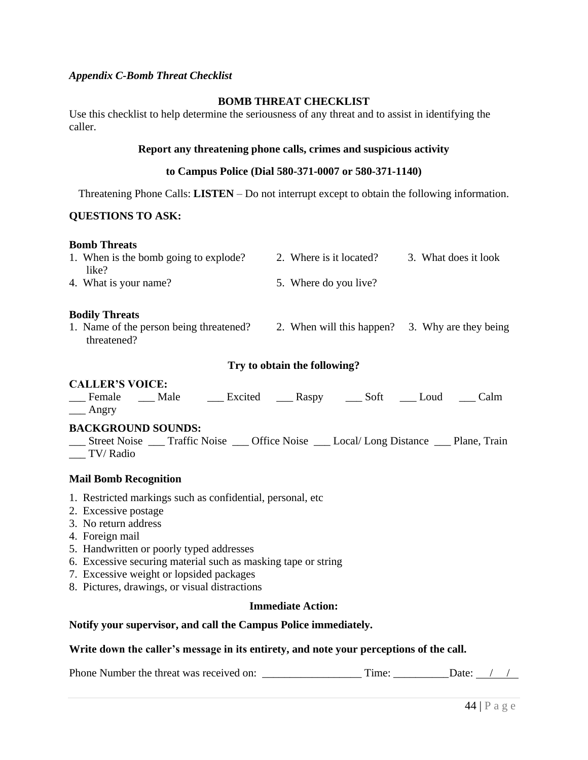*Appendix C-Bomb Threat Checklist*

**BOMB THREAT CHECKLIST**

Use this checklist to help determine the seriousness of any threat and to assist in identifying the caller.

**Report any threatening phone calls, crimes and suspicious activity**

**to Campus Police (Dial 580-371-0007 or 580-371-1140)**

Threatening Phone Calls: **LISTEN** – Do not interrupt except to obtain the following information.

**QUESTIONS TO ASK:**

**Bomb Threats**

1. When is the bomb going to explode?
2. Where is it located?
3. What does it look like?
4. What is your name?
5. Where do you live?

**Bodily Threats**

1. Name of the person being threatened?
2. When will this happen?
3. Why are they being threatened?

**Try to obtain the following?**

**CALLER'S VOICE:**

___ Female ___ Male ___ Excited ___ Raspy ___ Soft ___ Loud ___ Calm ___ Angry

**BACKGROUND SOUNDS:**

___ Street Noise ___ Traffic Noise ___ Office Noise ___ Local/ Long Distance ___ Plane, Train ___ TV/ Radio

**Mail Bomb Recognition**

1. Restricted markings such as confidential, personal, etc
2. Excessive postage
3. No return address
4. Foreign mail
5. Handwritten or poorly typed addresses
6. Excessive securing material such as masking tape or string
7. Excessive weight or lopsided packages
8. Pictures, drawings, or visual distractions

**Immediate Action:**

**Notify your supervisor, and call the Campus Police immediately.**

**Write down the caller's message in its entirety, and note your perceptions of the call.**

Phone Number the threat was received on: __________________ Time: __________Date: ___/___/___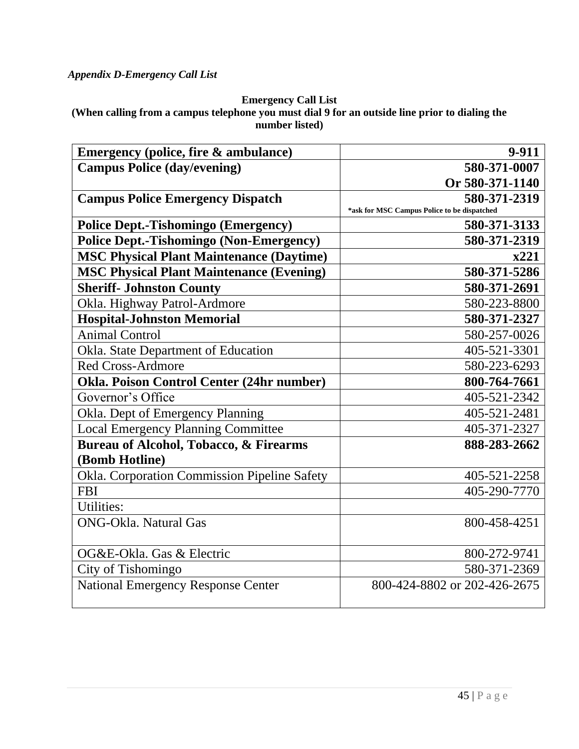*Appendix D-Emergency Call List*

**Emergency Call List**
**(When calling from a campus telephone you must dial 9 for an outside line prior to dialing the number listed)**

| **Emergency (police, fire & ambulance)** | **9-911** |
|---|---|
| **Campus Police (day/evening)** | **580-371-0007 Or 580-371-1140** |
| **Campus Police Emergency Dispatch** | **580-371-2319** *ask for MSC Campus Police to be dispatched |
| **Police Dept.-Tishomingo (Emergency)** | **580-371-3133** |
| **Police Dept.-Tishomingo (Non-Emergency)** | **580-371-2319** |
| **MSC Physical Plant Maintenance (Daytime)** | **x221** |
| **MSC Physical Plant Maintenance (Evening)** | **580-371-5286** |
| **Sheriff- Johnston County** | **580-371-2691** |
| Okla. Highway Patrol-Ardmore | 580-223-8800 |
| **Hospital-Johnston Memorial** | **580-371-2327** |
| Animal Control | 580-257-0026 |
| Okla. State Department of Education | 405-521-3301 |
| Red Cross-Ardmore | 580-223-6293 |
| **Okla. Poison Control Center (24hr number)** | **800-764-7661** |
| Governor's Office | 405-521-2342 |
| Okla. Dept of Emergency Planning | 405-521-2481 |
| Local Emergency Planning Committee | 405-371-2327 |
| **Bureau of Alcohol, Tobacco, & Firearms (Bomb Hotline)** | **888-283-2662** |
| Okla. Corporation Commission Pipeline Safety | 405-521-2258 |
| FBI | 405-290-7770 |
| Utilities: | |
| ONG-Okla. Natural Gas | 800-458-4251 |
| OG&E-Okla. Gas & Electric | 800-272-9741 |
| City of Tishomingo | 580-371-2369 |
| National Emergency Response Center | 800-424-8802 or 202-426-2675 |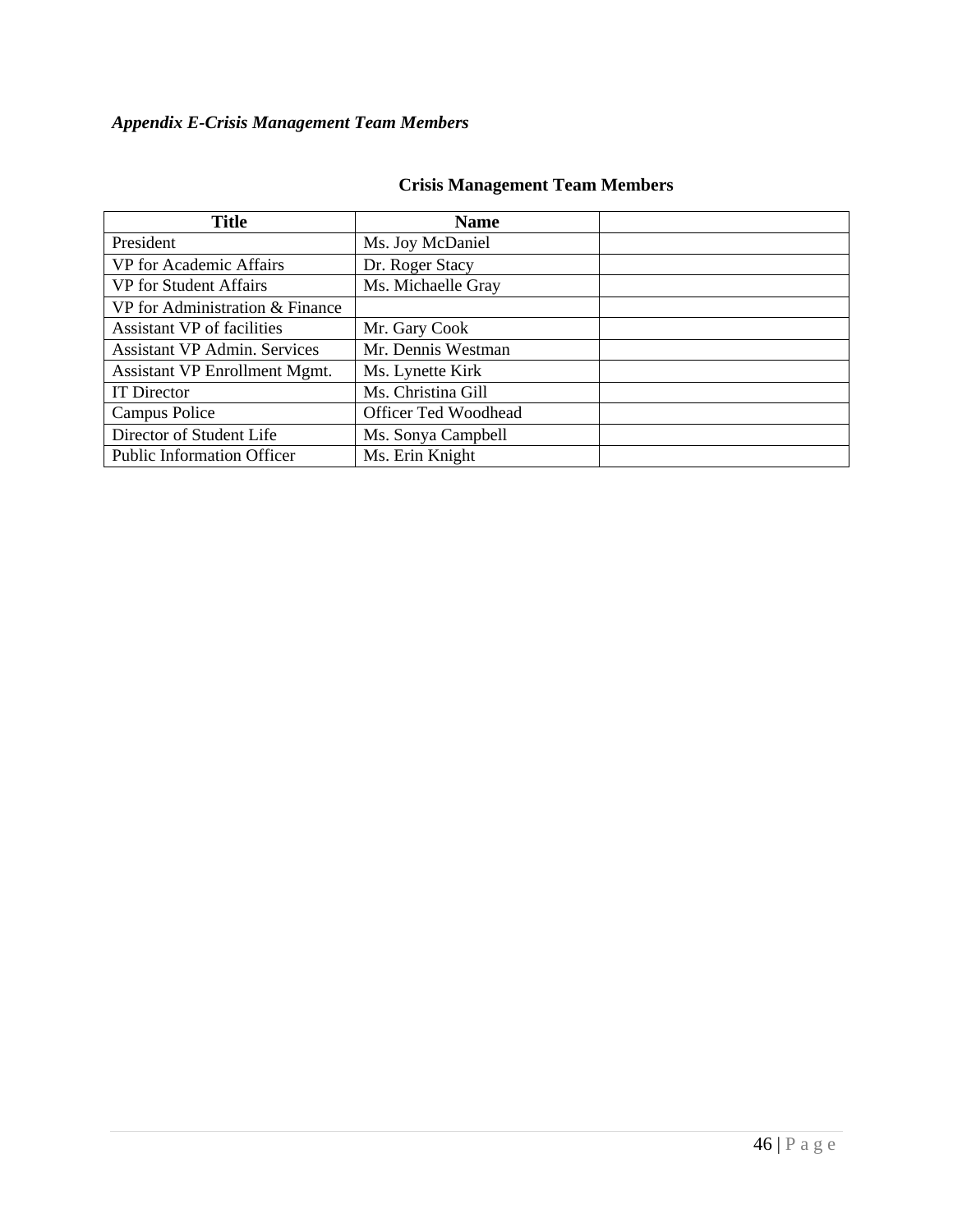*Appendix E-Crisis Management Team Members*

**Crisis Management Team Members**

| Title | Name | |
|---|---|---|
| President | Ms. Joy McDaniel | |
| VP for Academic Affairs | Dr. Roger Stacy | |
| VP for Student Affairs | Ms. Michaelle Gray | |
| VP for Administration & Finance | | |
| Assistant VP of facilities | Mr. Gary Cook | |
| Assistant VP Admin. Services | Mr. Dennis Westman | |
| Assistant VP Enrollment Mgmt. | Ms. Lynette Kirk | |
| IT Director | Ms. Christina Gill | |
| Campus Police | Officer Ted Woodhead | |
| Director of Student Life | Ms. Sonya Campbell | |
| Public Information Officer | Ms. Erin Knight | |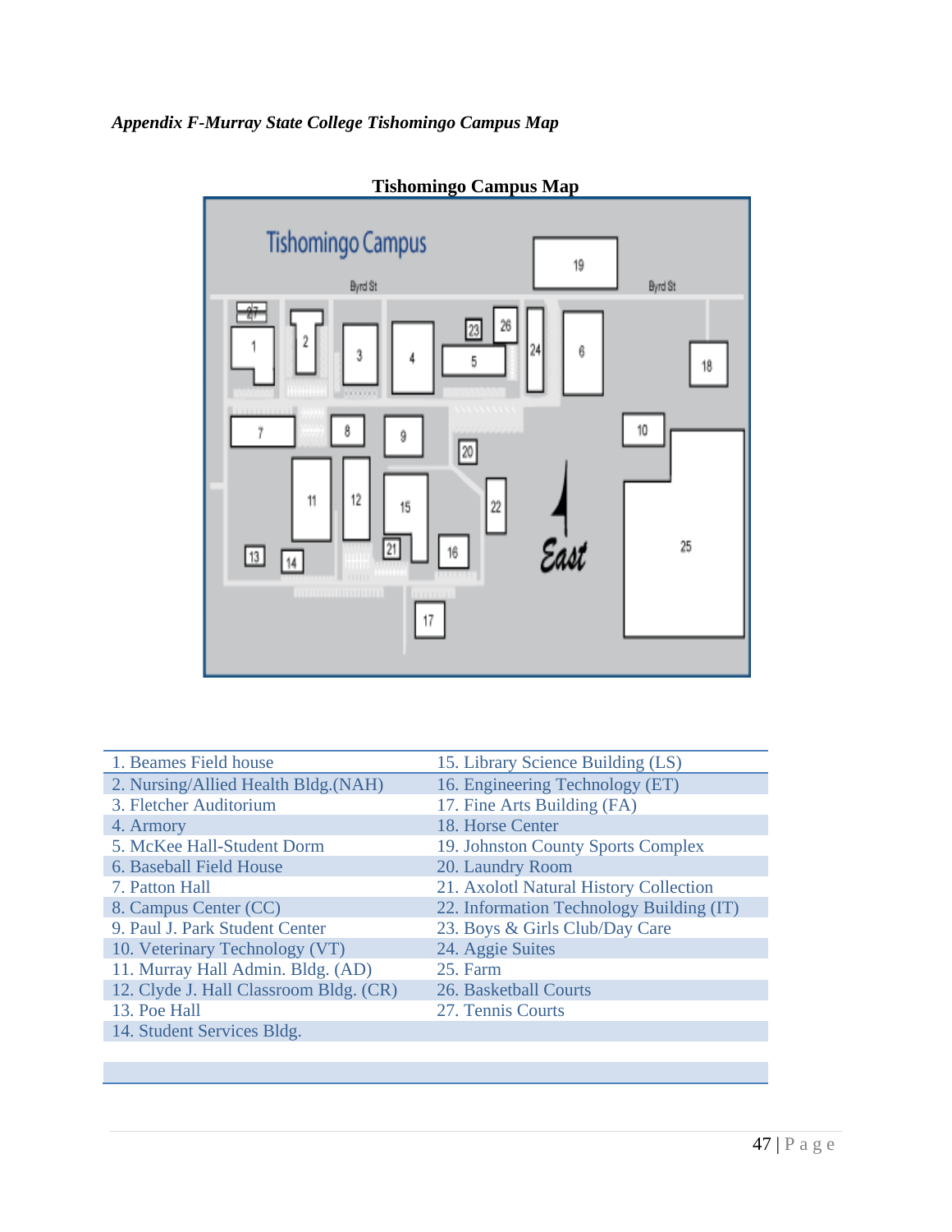*Appendix F-Murray State College Tishomingo Campus Map*

**Tishomingo Campus Map**

Tishomingo Campus

Byrd St

Byrd St

East

| | |
|---|---|
| 1. Beames Field house | 15. Library Science Building (LS) |
| 2. Nursing/Allied Health Bldg.(NAH) | 16. Engineering Technology (ET) |
| 3. Fletcher Auditorium | 17. Fine Arts Building (FA) |
| 4. Armory | 18. Horse Center |
| 5. McKee Hall-Student Dorm | 19. Johnston County Sports Complex |
| 6. Baseball Field House | 20. Laundry Room |
| 7. Patton Hall | 21. Axolotl Natural History Collection |
| 8. Campus Center (CC) | 22. Information Technology Building (IT) |
| 9. Paul J. Park Student Center | 23. Boys & Girls Club/Day Care |
| 10. Veterinary Technology (VT) | 24. Aggie Suites |
| 11. Murray Hall Admin. Bldg. (AD) | 25. Farm |
| 12. Clyde J. Hall Classroom Bldg. (CR) | 26. Basketball Courts |
| 13. Poe Hall | 27. Tennis Courts |
| 14. Student Services Bldg. | |